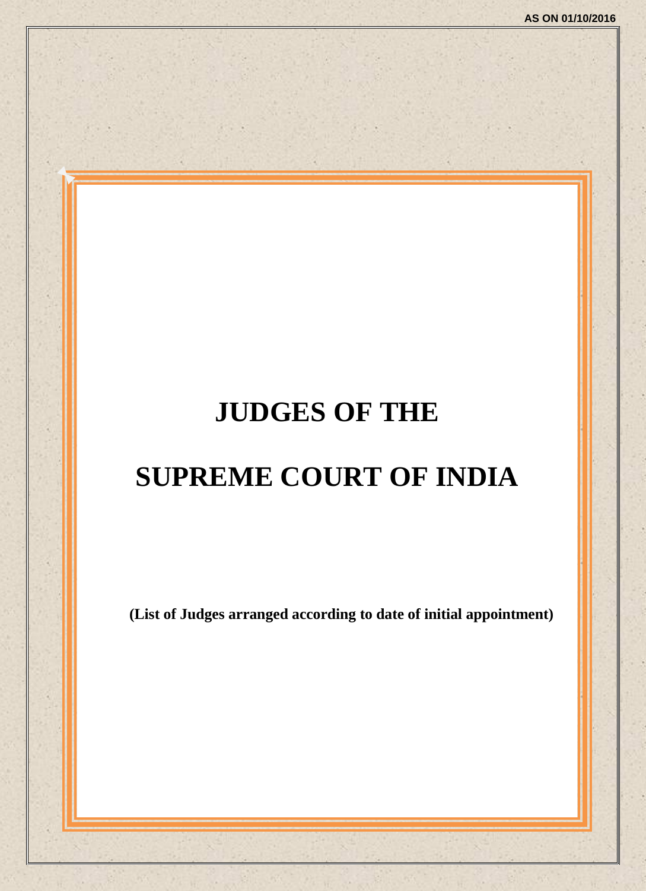AS ON 01/10/2016

# JUDGES OF THE

# SUPREME COURT OF INDIA

**(List of Judges arranged according to date of initial appointment)**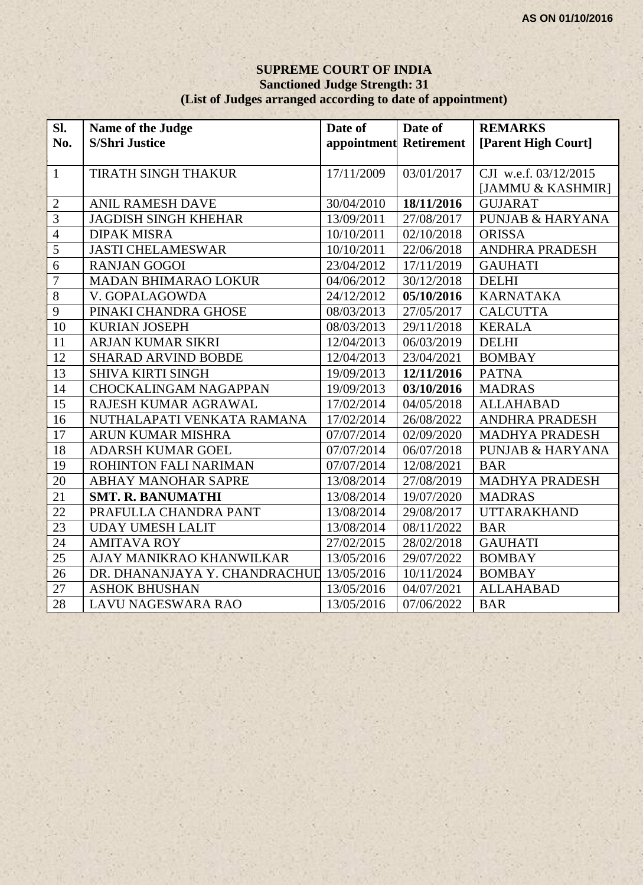AS ON 01/10/2016

# SUPREME COURT OF INDIA

**Sanctioned Judge Strength: 31**

**(List of Judges arranged according to date of appointment)**

| Sl. No. | Name of the Judge S/Shri Justice | Date of appointment | Date of Retirement | REMARKS [Parent High Court] |
|---|---|---|---|---|
| 1 | TIRATH SINGH THAKUR | 17/11/2009 | 03/01/2017 | CJI w.e.f. 03/12/2015 [JAMMU & KASHMIR] |
| 2 | ANIL RAMESH DAVE | 30/04/2010 | **18/11/2016** | GUJARAT |
| 3 | JAGDISH SINGH KHEHAR | 13/09/2011 | 27/08/2017 | PUNJAB & HARYANA |
| 4 | DIPAK MISRA | 10/10/2011 | 02/10/2018 | ORISSA |
| 5 | JASTI CHELAMESWAR | 10/10/2011 | 22/06/2018 | ANDHRA PRADESH |
| 6 | RANJAN GOGOI | 23/04/2012 | 17/11/2019 | GAUHATI |
| 7 | MADAN BHIMARAO LOKUR | 04/06/2012 | 30/12/2018 | DELHI |
| 8 | V. GOPALAGOWDA | 24/12/2012 | **05/10/2016** | KARNATAKA |
| 9 | PINAKI CHANDRA GHOSE | 08/03/2013 | 27/05/2017 | CALCUTTA |
| 10 | KURIAN JOSEPH | 08/03/2013 | 29/11/2018 | KERALA |
| 11 | ARJAN KUMAR SIKRI | 12/04/2013 | 06/03/2019 | DELHI |
| 12 | SHARAD ARVIND BOBDE | 12/04/2013 | 23/04/2021 | BOMBAY |
| 13 | SHIVA KIRTI SINGH | 19/09/2013 | **12/11/2016** | PATNA |
| 14 | CHOCKALINGAM NAGAPPAN | 19/09/2013 | **03/10/2016** | MADRAS |
| 15 | RAJESH KUMAR AGRAWAL | 17/02/2014 | 04/05/2018 | ALLAHABAD |
| 16 | NUTHALAPATI VENKATA RAMANA | 17/02/2014 | 26/08/2022 | ANDHRA PRADESH |
| 17 | ARUN KUMAR MISHRA | 07/07/2014 | 02/09/2020 | MADHYA PRADESH |
| 18 | ADARSH KUMAR GOEL | 07/07/2014 | 06/07/2018 | PUNJAB & HARYANA |
| 19 | ROHINTON FALI NARIMAN | 07/07/2014 | 12/08/2021 | BAR |
| 20 | ABHAY MANOHAR SAPRE | 13/08/2014 | 27/08/2019 | MADHYA PRADESH |
| 21 | **SMT. R. BANUMATHI** | 13/08/2014 | 19/07/2020 | MADRAS |
| 22 | PRAFULLA CHANDRA PANT | 13/08/2014 | 29/08/2017 | UTTARAKHAND |
| 23 | UDAY UMESH LALIT | 13/08/2014 | 08/11/2022 | BAR |
| 24 | AMITAVA ROY | 27/02/2015 | 28/02/2018 | GAUHATI |
| 25 | AJAY MANIKRAO KHANWILKAR | 13/05/2016 | 29/07/2022 | BOMBAY |
| 26 | DR. DHANANJAYA Y. CHANDRACHUD | 13/05/2016 | 10/11/2024 | BOMBAY |
| 27 | ASHOK BHUSHAN | 13/05/2016 | 04/07/2021 | ALLAHABAD |
| 28 | LAVU NAGESWARA RAO | 13/05/2016 | 07/06/2022 | BAR |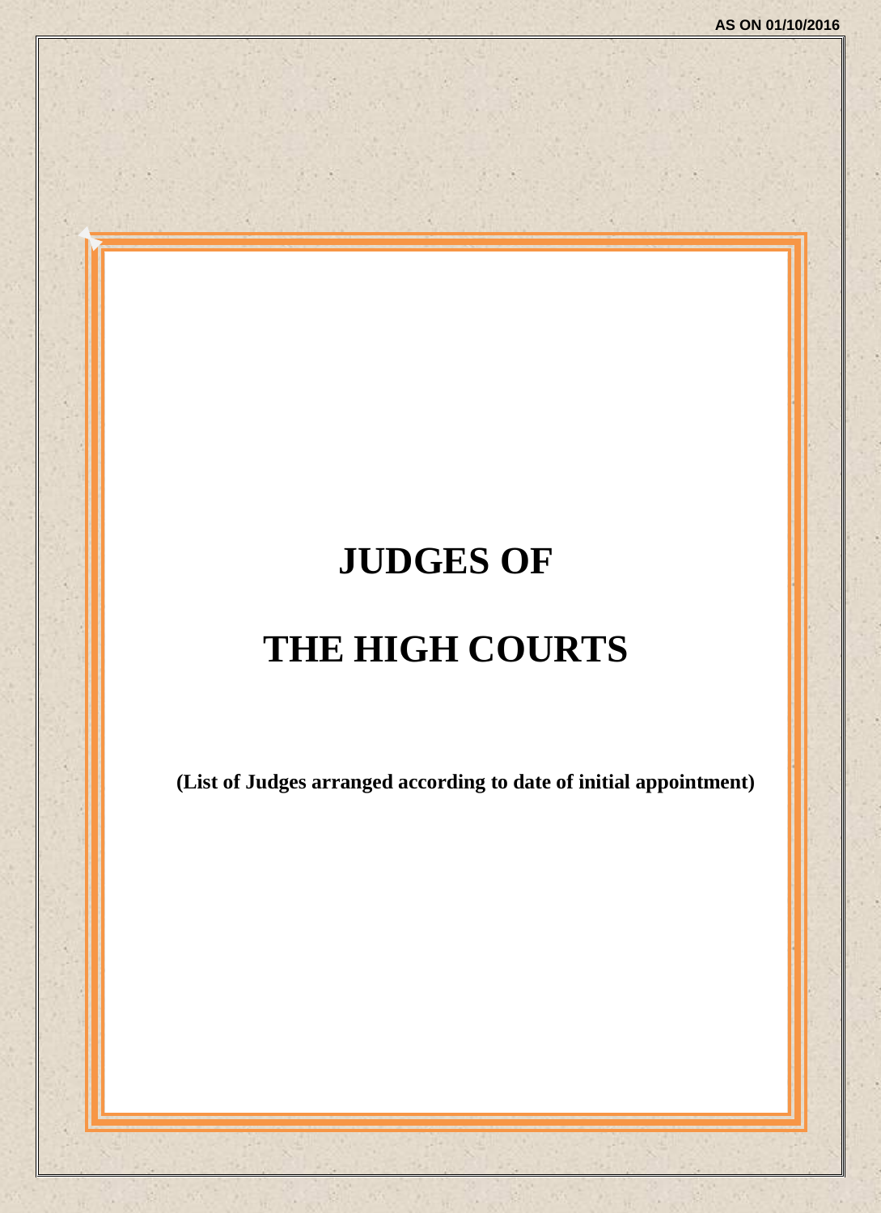AS ON 01/10/2016

# JUDGES OF

# THE HIGH COURTS

**(List of Judges arranged according to date of initial appointment)**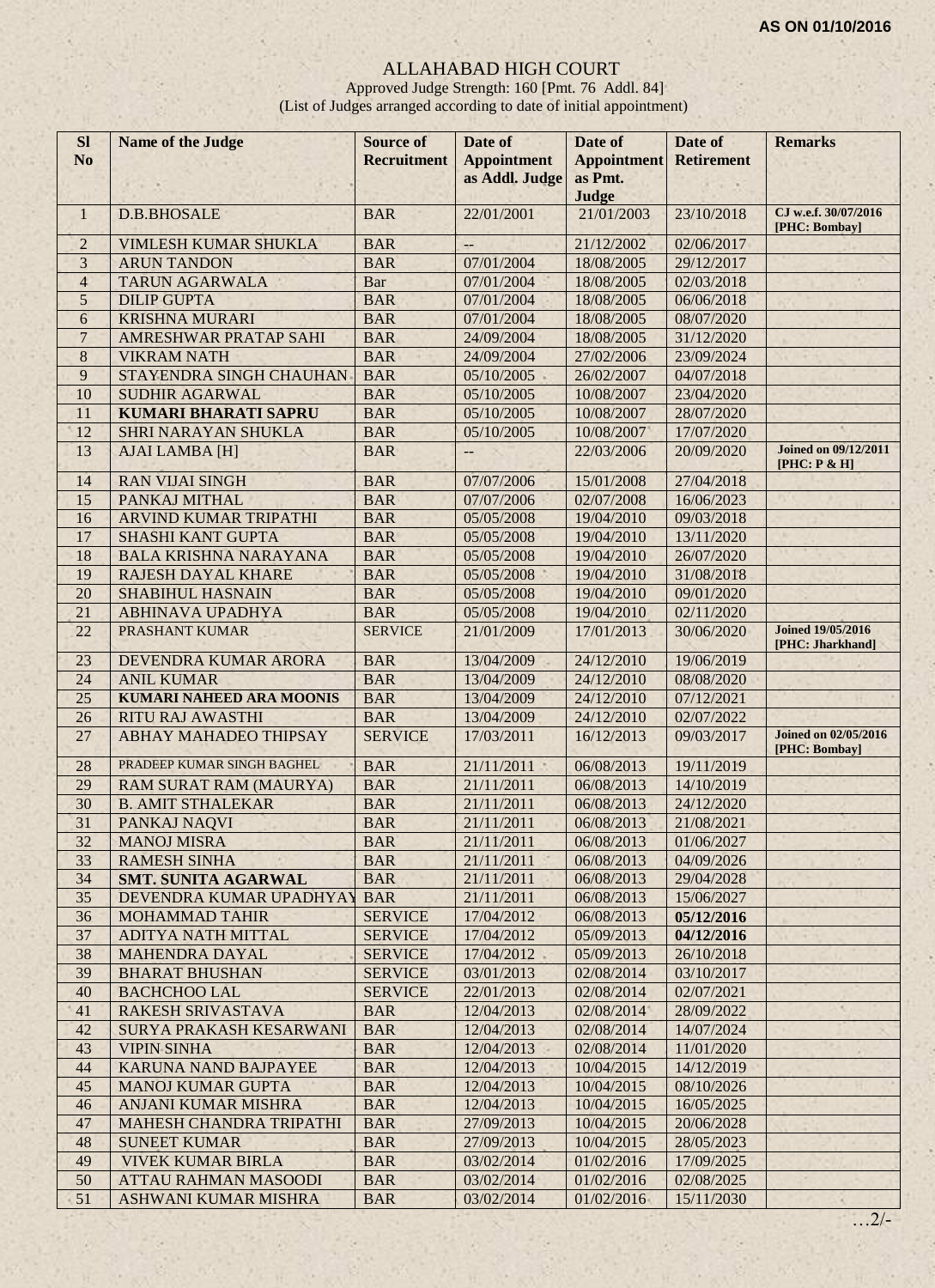**AS ON 01/10/2016**

# ALLAHABAD HIGH COURT

Approved Judge Strength: 160 [Pmt. 76 Addl. 84]
(List of Judges arranged according to date of initial appointment)

| Sl No | Name of the Judge | Source of Recruitment | Date of Appointment as Addl. Judge | Date of Appointment as Pmt. Judge | Date of Retirement | Remarks |
|---|---|---|---|---|---|---|
| 1 | D.B.BHOSALE | BAR | 22/01/2001 | 21/01/2003 | 23/10/2018 | CJ w.e.f. 30/07/2016 [PHC: Bombay] |
| 2 | VIMLESH KUMAR SHUKLA | BAR | -- | 21/12/2002 | 02/06/2017 | |
| 3 | ARUN TANDON | BAR | 07/01/2004 | 18/08/2005 | 29/12/2017 | |
| 4 | TARUN AGARWALA | Bar | 07/01/2004 | 18/08/2005 | 02/03/2018 | |
| 5 | DILIP GUPTA | BAR | 07/01/2004 | 18/08/2005 | 06/06/2018 | |
| 6 | KRISHNA MURARI | BAR | 07/01/2004 | 18/08/2005 | 08/07/2020 | |
| 7 | AMRESHWAR PRATAP SAHI | BAR | 24/09/2004 | 18/08/2005 | 31/12/2020 | |
| 8 | VIKRAM NATH | BAR | 24/09/2004 | 27/02/2006 | 23/09/2024 | |
| 9 | STAYENDRA SINGH CHAUHAN | BAR | 05/10/2005 | 26/02/2007 | 04/07/2018 | |
| 10 | SUDHIR AGARWAL | BAR | 05/10/2005 | 10/08/2007 | 23/04/2020 | |
| 11 | **KUMARI BHARATI SAPRU** | BAR | 05/10/2005 | 10/08/2007 | 28/07/2020 | |
| 12 | SHRI NARAYAN SHUKLA | BAR | 05/10/2005 | 10/08/2007 | 17/07/2020 | |
| 13 | AJAI LAMBA [H] | BAR | -- | 22/03/2006 | 20/09/2020 | Joined on 09/12/2011 [PHC: P & H] |
| 14 | RAN VIJAI SINGH | BAR | 07/07/2006 | 15/01/2008 | 27/04/2018 | |
| 15 | PANKAJ MITHAL | BAR | 07/07/2006 | 02/07/2008 | 16/06/2023 | |
| 16 | ARVIND KUMAR TRIPATHI | BAR | 05/05/2008 | 19/04/2010 | 09/03/2018 | |
| 17 | SHASHI KANT GUPTA | BAR | 05/05/2008 | 19/04/2010 | 13/11/2020 | |
| 18 | BALA KRISHNA NARAYANA | BAR | 05/05/2008 | 19/04/2010 | 26/07/2020 | |
| 19 | RAJESH DAYAL KHARE | BAR | 05/05/2008 | 19/04/2010 | 31/08/2018 | |
| 20 | SHABIHUL HASNAIN | BAR | 05/05/2008 | 19/04/2010 | 09/01/2020 | |
| 21 | ABHINAVA UPADHYA | BAR | 05/05/2008 | 19/04/2010 | 02/11/2020 | |
| 22 | PRASHANT KUMAR | SERVICE | 21/01/2009 | 17/01/2013 | 30/06/2020 | Joined 19/05/2016 [PHC: Jharkhand] |
| 23 | DEVENDRA KUMAR ARORA | BAR | 13/04/2009 | 24/12/2010 | 19/06/2019 | |
| 24 | ANIL KUMAR | BAR | 13/04/2009 | 24/12/2010 | 08/08/2020 | |
| 25 | **KUMARI NAHEED ARA MOONIS** | BAR | 13/04/2009 | 24/12/2010 | 07/12/2021 | |
| 26 | RITU RAJ AWASTHI | BAR | 13/04/2009 | 24/12/2010 | 02/07/2022 | |
| 27 | ABHAY MAHADEO THIPSAY | SERVICE | 17/03/2011 | 16/12/2013 | 09/03/2017 | Joined on 02/05/2016 [PHC: Bombay] |
| 28 | PRADEEP KUMAR SINGH BAGHEL | BAR | 21/11/2011 | 06/08/2013 | 19/11/2019 | |
| 29 | RAM SURAT RAM (MAURYA) | BAR | 21/11/2011 | 06/08/2013 | 14/10/2019 | |
| 30 | B. AMIT STHALEKAR | BAR | 21/11/2011 | 06/08/2013 | 24/12/2020 | |
| 31 | PANKAJ NAQVI | BAR | 21/11/2011 | 06/08/2013 | 21/08/2021 | |
| 32 | MANOJ MISRA | BAR | 21/11/2011 | 06/08/2013 | 01/06/2027 | |
| 33 | RAMESH SINHA | BAR | 21/11/2011 | 06/08/2013 | 04/09/2026 | |
| 34 | **SMT. SUNITA AGARWAL** | BAR | 21/11/2011 | 06/08/2013 | 29/04/2028 | |
| 35 | DEVENDRA KUMAR UPADHYAY | BAR | 21/11/2011 | 06/08/2013 | 15/06/2027 | |
| 36 | MOHAMMAD TAHIR | SERVICE | 17/04/2012 | 06/08/2013 | **05/12/2016** | |
| 37 | ADITYA NATH MITTAL | SERVICE | 17/04/2012 | 05/09/2013 | **04/12/2016** | |
| 38 | MAHENDRA DAYAL | SERVICE | 17/04/2012 | 05/09/2013 | 26/10/2018 | |
| 39 | BHARAT BHUSHAN | SERVICE | 03/01/2013 | 02/08/2014 | 03/10/2017 | |
| 40 | BACHCHOO LAL | SERVICE | 22/01/2013 | 02/08/2014 | 02/07/2021 | |
| 41 | RAKESH SRIVASTAVA | BAR | 12/04/2013 | 02/08/2014 | 28/09/2022 | |
| 42 | SURYA PRAKASH KESARWANI | BAR | 12/04/2013 | 02/08/2014 | 14/07/2024 | |
| 43 | VIPIN SINHA | BAR | 12/04/2013 | 02/08/2014 | 11/01/2020 | |
| 44 | KARUNA NAND BAJPAYEE | BAR | 12/04/2013 | 10/04/2015 | 14/12/2019 | |
| 45 | MANOJ KUMAR GUPTA | BAR | 12/04/2013 | 10/04/2015 | 08/10/2026 | |
| 46 | ANJANI KUMAR MISHRA | BAR | 12/04/2013 | 10/04/2015 | 16/05/2025 | |
| 47 | MAHESH CHANDRA TRIPATHI | BAR | 27/09/2013 | 10/04/2015 | 20/06/2028 | |
| 48 | SUNEET KUMAR | BAR | 27/09/2013 | 10/04/2015 | 28/05/2023 | |
| 49 | VIVEK KUMAR BIRLA | BAR | 03/02/2014 | 01/02/2016 | 17/09/2025 | |
| 50 | ATTAU RAHMAN MASOODI | BAR | 03/02/2014 | 01/02/2016 | 02/08/2025 | |
| 51 | ASHWANI KUMAR MISHRA | BAR | 03/02/2014 | 01/02/2016 | 15/11/2030 | |

…2/-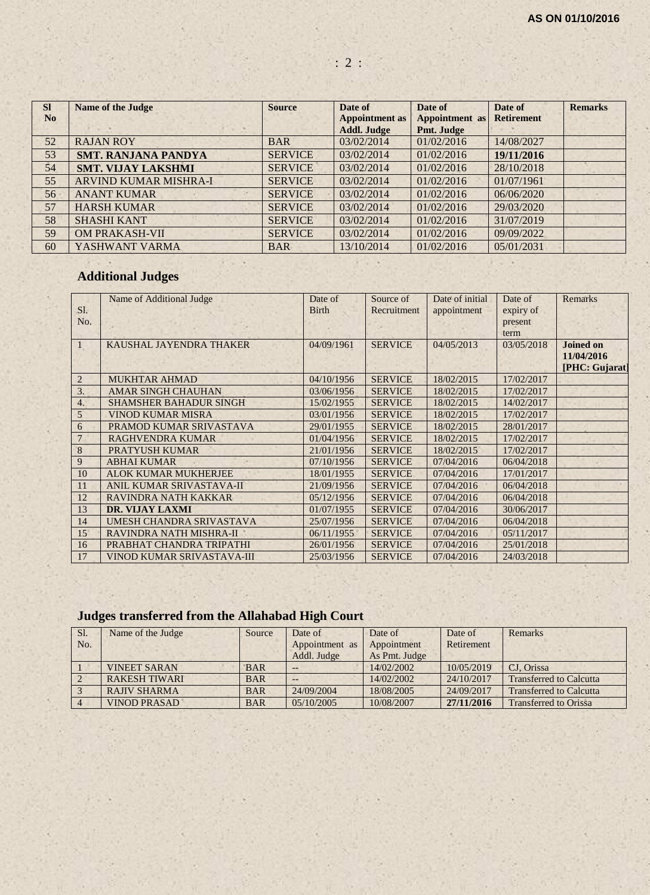AS ON 01/10/2016

| Sl No | Name of the Judge | Source | Date of Appointment as Addl. Judge | Date of Appointment as Pmt. Judge | Date of Retirement | Remarks |
|---|---|---|---|---|---|---|
| 52 | RAJAN ROY | BAR | 03/02/2014 | 01/02/2016 | 14/08/2027 | |
| 53 | **SMT. RANJANA PANDYA** | SERVICE | 03/02/2014 | 01/02/2016 | **19/11/2016** | |
| 54 | **SMT. VIJAY LAKSHMI** | SERVICE | 03/02/2014 | 01/02/2016 | 28/10/2018 | |
| 55 | ARVIND KUMAR MISHRA-I | SERVICE | 03/02/2014 | 01/02/2016 | 01/07/1961 | |
| 56 | ANANT KUMAR | SERVICE | 03/02/2014 | 01/02/2016 | 06/06/2020 | |
| 57 | HARSH KUMAR | SERVICE | 03/02/2014 | 01/02/2016 | 29/03/2020 | |
| 58 | SHASHI KANT | SERVICE | 03/02/2014 | 01/02/2016 | 31/07/2019 | |
| 59 | OM PRAKASH-VII | SERVICE | 03/02/2014 | 01/02/2016 | 09/09/2022 | |
| 60 | YASHWANT VARMA | BAR | 13/10/2014 | 01/02/2016 | 05/01/2031 | |

## Additional Judges

| Sl. No. | Name of Additional Judge | Date of Birth | Source of Recruitment | Date of initial appointment | Date of expiry of present term | Remarks |
|---|---|---|---|---|---|---|
| 1 | KAUSHAL JAYENDRA THAKER | 04/09/1961 | SERVICE | 04/05/2013 | 03/05/2018 | **Joined on 11/04/2016 [PHC: Gujarat]** |
| 2 | MUKHTAR AHMAD | 04/10/1956 | SERVICE | 18/02/2015 | 17/02/2017 | |
| 3. | AMAR SINGH CHAUHAN | 03/06/1956 | SERVICE | 18/02/2015 | 17/02/2017 | |
| 4. | SHAMSHER BAHADUR SINGH | 15/02/1955 | SERVICE | 18/02/2015 | 14/02/2017 | |
| 5 | VINOD KUMAR MISRA | 03/01/1956 | SERVICE | 18/02/2015 | 17/02/2017 | |
| 6 | PRAMOD KUMAR SRIVASTAVA | 29/01/1955 | SERVICE | 18/02/2015 | 28/01/2017 | |
| 7 | RAGHVENDRA KUMAR | 01/04/1956 | SERVICE | 18/02/2015 | 17/02/2017 | |
| 8 | PRATYUSH KUMAR | 21/01/1956 | SERVICE | 18/02/2015 | 17/02/2017 | |
| 9 | ABHAI KUMAR | 07/10/1956 | SERVICE | 07/04/2016 | 06/04/2018 | |
| 10 | ALOK KUMAR MUKHERJEE | 18/01/1955 | SERVICE | 07/04/2016 | 17/01/2017 | |
| 11 | ANIL KUMAR SRIVASTAVA-II | 21/09/1956 | SERVICE | 07/04/2016 | 06/04/2018 | |
| 12 | RAVINDRA NATH KAKKAR | 05/12/1956 | SERVICE | 07/04/2016 | 06/04/2018 | |
| 13 | **DR. VIJAY LAXMI** | 01/07/1955 | SERVICE | 07/04/2016 | 30/06/2017 | |
| 14 | UMESH CHANDRA SRIVASTAVA | 25/07/1956 | SERVICE | 07/04/2016 | 06/04/2018 | |
| 15 | RAVINDRA NATH MISHRA-II | 06/11/1955 | SERVICE | 07/04/2016 | 05/11/2017 | |
| 16 | PRABHAT CHANDRA TRIPATHI | 26/01/1956 | SERVICE | 07/04/2016 | 25/01/2018 | |
| 17 | VINOD KUMAR SRIVASTAVA-III | 25/03/1956 | SERVICE | 07/04/2016 | 24/03/2018 | |

## Judges transferred from the Allahabad High Court

| Sl. No. | Name of the Judge | Source | Date of Appointment as Addl. Judge | Date of Appointment As Pmt. Judge | Date of Retirement | Remarks |
|---|---|---|---|---|---|---|
| 1 | VINEET SARAN | BAR | -- | 14/02/2002 | 10/05/2019 | CJ, Orissa |
| 2 | RAKESH TIWARI | BAR | -- | 14/02/2002 | 24/10/2017 | Transferred to Calcutta |
| 3 | RAJIV SHARMA | BAR | 24/09/2004 | 18/08/2005 | 24/09/2017 | Transferred to Calcutta |
| 4 | VINOD PRASAD | BAR | 05/10/2005 | 10/08/2007 | **27/11/2016** | Transferred to Orissa |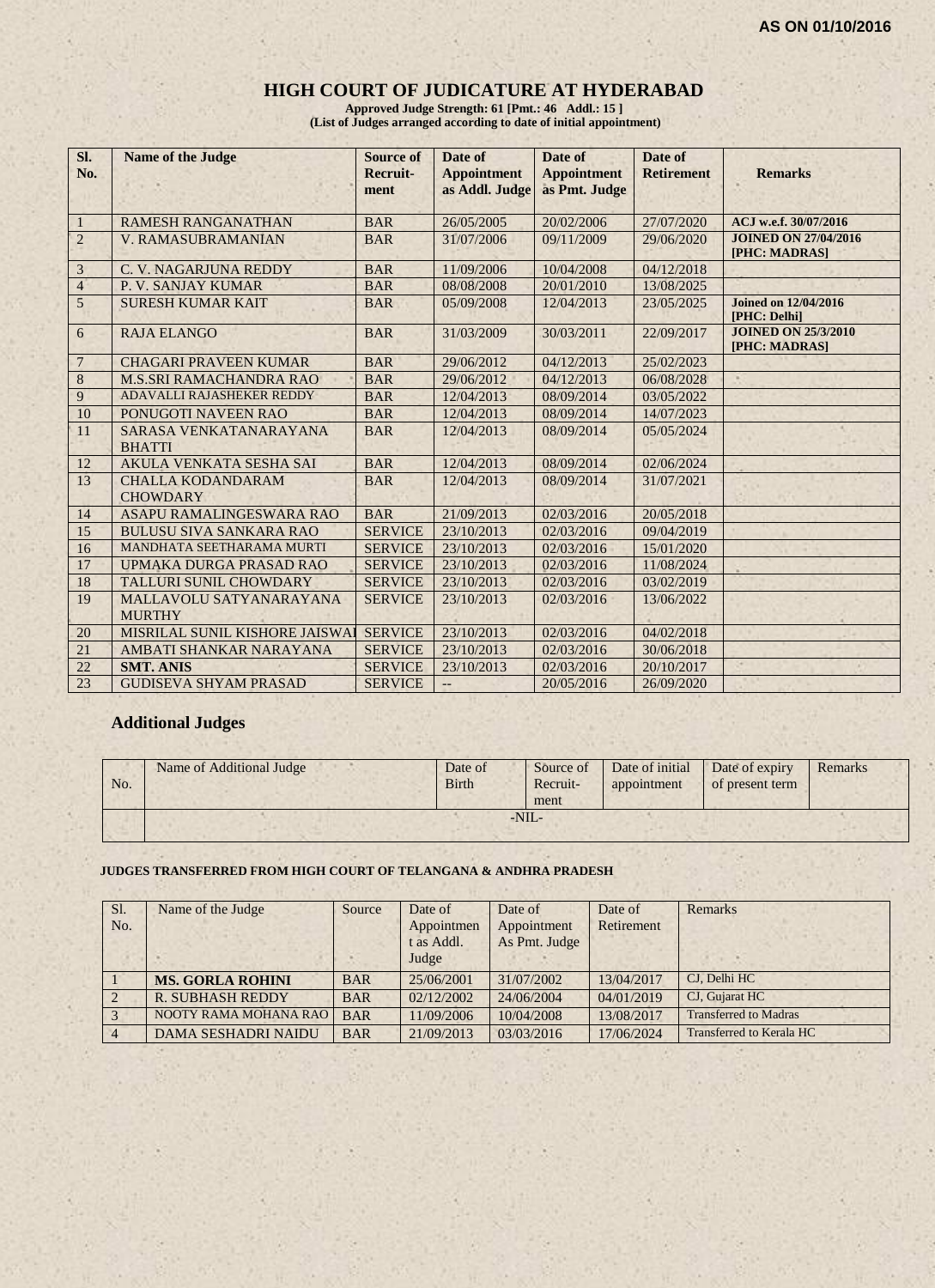**AS ON 01/10/2016**

# HIGH COURT OF JUDICATURE AT HYDERABAD

**Approved Judge Strength: 61 [Pmt.: 46 Addl.: 15 ]**
**(List of Judges arranged according to date of initial appointment)**

| Sl. No. | Name of the Judge | Source of Recruit-ment | Date of Appointment as Addl. Judge | Date of Appointment as Pmt. Judge | Date of Retirement | Remarks |
|---|---|---|---|---|---|---|
| 1 | RAMESH RANGANATHAN | BAR | 26/05/2005 | 20/02/2006 | 27/07/2020 | ACJ w.e.f. 30/07/2016 |
| 2 | V. RAMASUBRAMANIAN | BAR | 31/07/2006 | 09/11/2009 | 29/06/2020 | JOINED ON 27/04/2016 [PHC: MADRAS] |
| 3 | C. V. NAGARJUNA REDDY | BAR | 11/09/2006 | 10/04/2008 | 04/12/2018 | |
| 4 | P. V. SANJAY KUMAR | BAR | 08/08/2008 | 20/01/2010 | 13/08/2025 | |
| 5 | SURESH KUMAR KAIT | BAR | 05/09/2008 | 12/04/2013 | 23/05/2025 | Joined on 12/04/2016 [PHC: Delhi] |
| 6 | RAJA ELANGO | BAR | 31/03/2009 | 30/03/2011 | 22/09/2017 | JOINED ON 25/3/2010 [PHC: MADRAS] |
| 7 | CHAGARI PRAVEEN KUMAR | BAR | 29/06/2012 | 04/12/2013 | 25/02/2023 | |
| 8 | M.S.SRI RAMACHANDRA RAO | BAR | 29/06/2012 | 04/12/2013 | 06/08/2028 | |
| 9 | ADAVALLI RAJASHEKER REDDY | BAR | 12/04/2013 | 08/09/2014 | 03/05/2022 | |
| 10 | PONUGOTI NAVEEN RAO | BAR | 12/04/2013 | 08/09/2014 | 14/07/2023 | |
| 11 | SARASA VENKATANARAYANA BHATTI | BAR | 12/04/2013 | 08/09/2014 | 05/05/2024 | |
| 12 | AKULA VENKATA SESHA SAI | BAR | 12/04/2013 | 08/09/2014 | 02/06/2024 | |
| 13 | CHALLA KODANDARAM CHOWDARY | BAR | 12/04/2013 | 08/09/2014 | 31/07/2021 | |
| 14 | ASAPU RAMALINGESWARA RAO | BAR | 21/09/2013 | 02/03/2016 | 20/05/2018 | |
| 15 | BULUSU SIVA SANKARA RAO | SERVICE | 23/10/2013 | 02/03/2016 | 09/04/2019 | |
| 16 | MANDHATA SEETHARAMA MURTI | SERVICE | 23/10/2013 | 02/03/2016 | 15/01/2020 | |
| 17 | UPMAKA DURGA PRASAD RAO | SERVICE | 23/10/2013 | 02/03/2016 | 11/08/2024 | |
| 18 | TALLURI SUNIL CHOWDARY | SERVICE | 23/10/2013 | 02/03/2016 | 03/02/2019 | |
| 19 | MALLAVOLU SATYANARAYANA MURTHY | SERVICE | 23/10/2013 | 02/03/2016 | 13/06/2022 | |
| 20 | MISRILAL SUNIL KISHORE JAISWAL | SERVICE | 23/10/2013 | 02/03/2016 | 04/02/2018 | |
| 21 | AMBATI SHANKAR NARAYANA | SERVICE | 23/10/2013 | 02/03/2016 | 30/06/2018 | |
| 22 | **SMT. ANIS** | SERVICE | 23/10/2013 | 02/03/2016 | 20/10/2017 | |
| 23 | GUDISEVA SHYAM PRASAD | SERVICE | -- | 20/05/2016 | 26/09/2020 | |

## Additional Judges

| No. | Name of Additional Judge | Date of Birth | Source of Recruit-ment | Date of initial appointment | Date of expiry of present term | Remarks |
|---|---|---|---|---|---|---|
| | -NIL- | | | | | |

**JUDGES TRANSFERRED FROM HIGH COURT OF TELANGANA & ANDHRA PRADESH**

| Sl. No. | Name of the Judge | Source | Date of Appointment as Addl. Judge | Date of Appointment As Pmt. Judge | Date of Retirement | Remarks |
|---|---|---|---|---|---|---|
| 1 | **MS. GORLA ROHINI** | BAR | 25/06/2001 | 31/07/2002 | 13/04/2017 | CJ, Delhi HC |
| 2 | R. SUBHASH REDDY | BAR | 02/12/2002 | 24/06/2004 | 04/01/2019 | CJ, Gujarat HC |
| 3 | NOOTY RAMA MOHANA RAO | BAR | 11/09/2006 | 10/04/2008 | 13/08/2017 | Transferred to Madras |
| 4 | DAMA SESHADRI NAIDU | BAR | 21/09/2013 | 03/03/2016 | 17/06/2024 | Transferred to Kerala HC |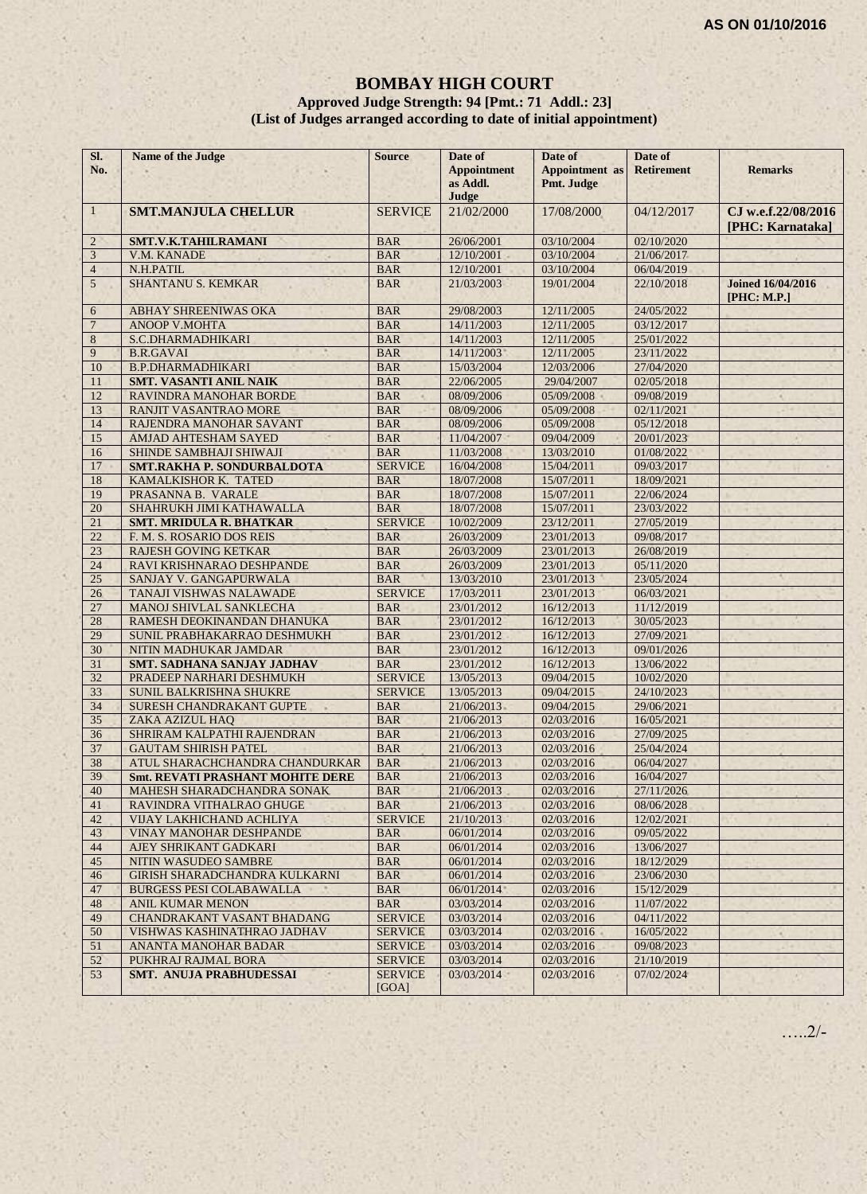AS ON 01/10/2016

# BOMBAY HIGH COURT

**Approved Judge Strength: 94 [Pmt.: 71 Addl.: 23]**
**(List of Judges arranged according to date of initial appointment)**

| Sl. No. | Name of the Judge | Source | Date of Appointment as Addl. Judge | Date of Appointment as Pmt. Judge | Date of Retirement | Remarks |
|---|---|---|---|---|---|---|
| 1 | **SMT.MANJULA CHELLUR** | SERVICE | 21/02/2000 | 17/08/2000 | 04/12/2017 | **CJ w.e.f.22/08/2016 [PHC: Karnataka]** |
| 2 | **SMT.V.K.TAHILRAMANI** | BAR | 26/06/2001 | 03/10/2004 | 02/10/2020 | |
| 3 | V.M. KANADE | BAR | 12/10/2001 | 03/10/2004 | 21/06/2017 | |
| 4 | N.H.PATIL | BAR | 12/10/2001 | 03/10/2004 | 06/04/2019 | |
| 5 | SHANTANU S. KEMKAR | BAR | 21/03/2003 | 19/01/2004 | 22/10/2018 | **Joined 16/04/2016 [PHC: M.P.]** |
| 6 | ABHAY SHREENIWAS OKA | BAR | 29/08/2003 | 12/11/2005 | 24/05/2022 | |
| 7 | ANOOP V.MOHTA | BAR | 14/11/2003 | 12/11/2005 | 03/12/2017 | |
| 8 | S.C.DHARMADHIKARI | BAR | 14/11/2003 | 12/11/2005 | 25/01/2022 | |
| 9 | B.R.GAVAI | BAR | 14/11/2003 | 12/11/2005 | 23/11/2022 | |
| 10 | B.P.DHARMADHIKARI | BAR | 15/03/2004 | 12/03/2006 | 27/04/2020 | |
| 11 | **SMT. VASANTI ANIL NAIK** | BAR | 22/06/2005 | 29/04/2007 | 02/05/2018 | |
| 12 | RAVINDRA MANOHAR BORDE | BAR | 08/09/2006 | 05/09/2008 | 09/08/2019 | |
| 13 | RANJIT VASANTRAO MORE | BAR | 08/09/2006 | 05/09/2008 | 02/11/2021 | |
| 14 | RAJENDRA MANOHAR SAVANT | BAR | 08/09/2006 | 05/09/2008 | 05/12/2018 | |
| 15 | AMJAD AHTESHAM SAYED | BAR | 11/04/2007 | 09/04/2009 | 20/01/2023 | |
| 16 | SHINDE SAMBHAJI SHIWAJI | BAR | 11/03/2008 | 13/03/2010 | 01/08/2022 | |
| 17 | **SMT.RAKHA P. SONDURBALDOTA** | SERVICE | 16/04/2008 | 15/04/2011 | 09/03/2017 | |
| 18 | KAMALKISHOR K. TATED | BAR | 18/07/2008 | 15/07/2011 | 18/09/2021 | |
| 19 | PRASANNA B. VARALE | BAR | 18/07/2008 | 15/07/2011 | 22/06/2024 | |
| 20 | SHAHRUKH JIMI KATHAWALLA | BAR | 18/07/2008 | 15/07/2011 | 23/03/2022 | |
| 21 | **SMT. MRIDULA R. BHATKAR** | SERVICE | 10/02/2009 | 23/12/2011 | 27/05/2019 | |
| 22 | F. M. S. ROSARIO DOS REIS | BAR | 26/03/2009 | 23/01/2013 | 09/08/2017 | |
| 23 | RAJESH GOVING KETKAR | BAR | 26/03/2009 | 23/01/2013 | 26/08/2019 | |
| 24 | RAVI KRISHNARAO DESHPANDE | BAR | 26/03/2009 | 23/01/2013 | 05/11/2020 | |
| 25 | SANJAY V. GANGAPURWALA | BAR | 13/03/2010 | 23/01/2013 | 23/05/2024 | |
| 26 | TANAJI VISHWAS NALAWADE | SERVICE | 17/03/2011 | 23/01/2013 | 06/03/2021 | |
| 27 | MANOJ SHIVLAL SANKLECHA | BAR | 23/01/2012 | 16/12/2013 | 11/12/2019 | |
| 28 | RAMESH DEOKINANDAN DHANUKA | BAR | 23/01/2012 | 16/12/2013 | 30/05/2023 | |
| 29 | SUNIL PRABHAKARRAO DESHMUKH | BAR | 23/01/2012 | 16/12/2013 | 27/09/2021 | |
| 30 | NITIN MADHUKAR JAMDAR | BAR | 23/01/2012 | 16/12/2013 | 09/01/2026 | |
| 31 | **SMT. SADHANA SANJAY JADHAV** | BAR | 23/01/2012 | 16/12/2013 | 13/06/2022 | |
| 32 | PRADEEP NARHARI DESHMUKH | SERVICE | 13/05/2013 | 09/04/2015 | 10/02/2020 | |
| 33 | SUNIL BALKRISHNA SHUKRE | SERVICE | 13/05/2013 | 09/04/2015 | 24/10/2023 | |
| 34 | SURESH CHANDRAKANT GUPTE | BAR | 21/06/2013 | 09/04/2015 | 29/06/2021 | |
| 35 | ZAKA AZIZUL HAQ | BAR | 21/06/2013 | 02/03/2016 | 16/05/2021 | |
| 36 | SHRIRAM KALPATHI RAJENDRAN | BAR | 21/06/2013 | 02/03/2016 | 27/09/2025 | |
| 37 | GAUTAM SHIRISH PATEL | BAR | 21/06/2013 | 02/03/2016 | 25/04/2024 | |
| 38 | ATUL SHARACHCHANDRA CHANDURKAR | BAR | 21/06/2013 | 02/03/2016 | 06/04/2027 | |
| 39 | **Smt. REVATI PRASHANT MOHITE DERE** | BAR | 21/06/2013 | 02/03/2016 | 16/04/2027 | |
| 40 | MAHESH SHARADCHANDRA SONAK | BAR | 21/06/2013 | 02/03/2016 | 27/11/2026 | |
| 41 | RAVINDRA VITHALRAO GHUGE | BAR | 21/06/2013 | 02/03/2016 | 08/06/2028 | |
| 42 | VIJAY LAKHICHAND ACHLIYA | SERVICE | 21/10/2013 | 02/03/2016 | 12/02/2021 | |
| 43 | VINAY MANOHAR DESHPANDE | BAR | 06/01/2014 | 02/03/2016 | 09/05/2022 | |
| 44 | AJEY SHRIKANT GADKARI | BAR | 06/01/2014 | 02/03/2016 | 13/06/2027 | |
| 45 | NITIN WASUDEO SAMBRE | BAR | 06/01/2014 | 02/03/2016 | 18/12/2029 | |
| 46 | GIRISH SHARADCHANDRA KULKARNI | BAR | 06/01/2014 | 02/03/2016 | 23/06/2030 | |
| 47 | BURGESS PESI COLABAWALLA | BAR | 06/01/2014 | 02/03/2016 | 15/12/2029 | |
| 48 | ANIL KUMAR MENON | BAR | 03/03/2014 | 02/03/2016 | 11/07/2022 | |
| 49 | CHANDRAKANT VASANT BHADANG | SERVICE | 03/03/2014 | 02/03/2016 | 04/11/2022 | |
| 50 | VISHWAS KASHINATHRAO JADHAV | SERVICE | 03/03/2014 | 02/03/2016 | 16/05/2022 | |
| 51 | ANANTA MANOHAR BADAR | SERVICE | 03/03/2014 | 02/03/2016 | 09/08/2023 | |
| 52 | PUKHRAJ RAJMAL BORA | SERVICE | 03/03/2014 | 02/03/2016 | 21/10/2019 | |
| 53 | **SMT. ANUJA PRABHUDESSAI** | SERVICE [GOA] | 03/03/2014 | 02/03/2016 | 07/02/2024 | |

…..2/-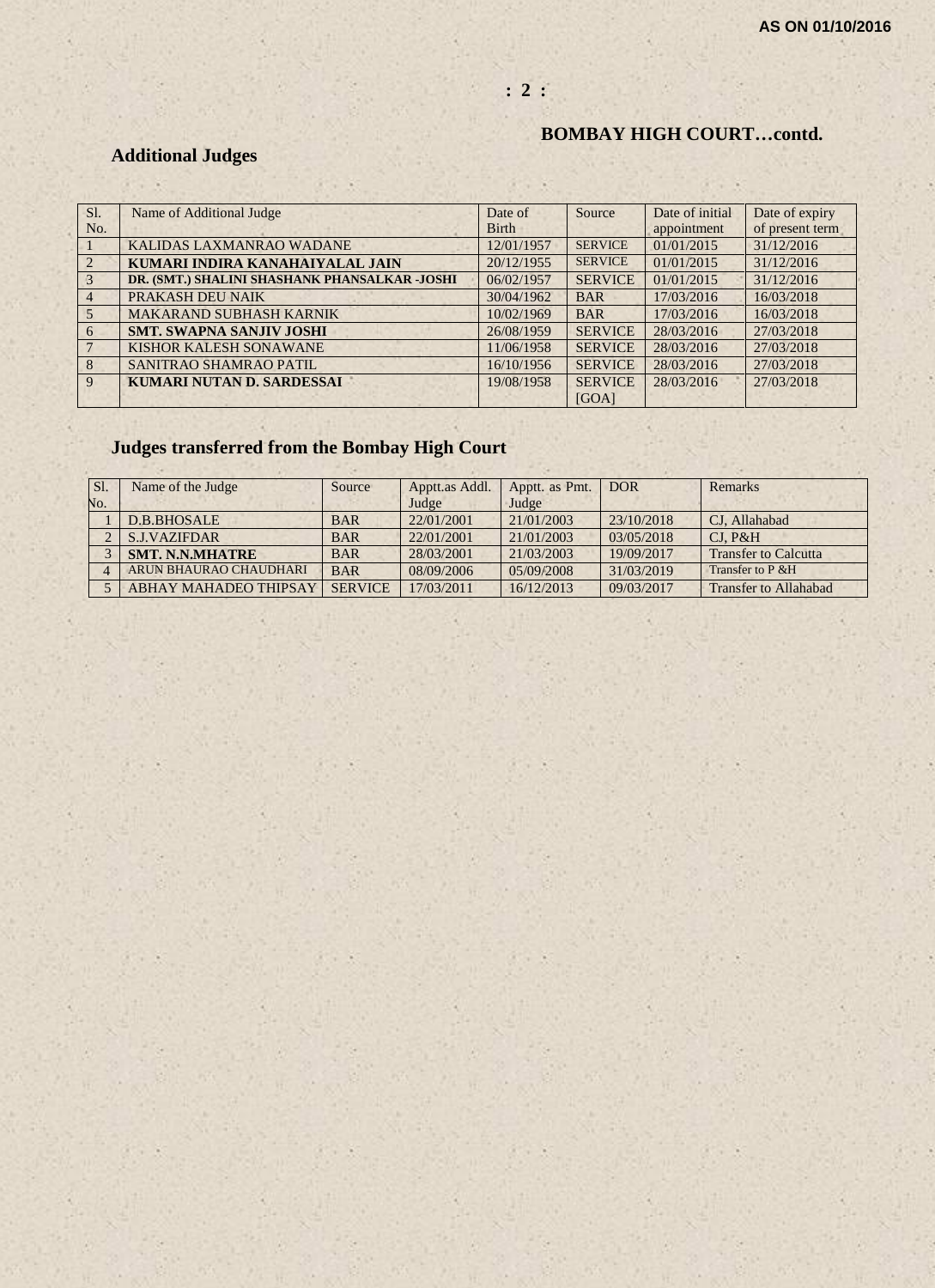AS ON 01/10/2016

## BOMBAY HIGH COURT…contd.

### Additional Judges

| Sl. No. | Name of Additional Judge | Date of Birth | Source | Date of initial appointment | Date of expiry of present term |
|---|---|---|---|---|---|
| 1 | KALIDAS LAXMANRAO WADANE | 12/01/1957 | SERVICE | 01/01/2015 | 31/12/2016 |
| 2 | **KUMARI INDIRA KANAHAIYALAL JAIN** | 20/12/1955 | SERVICE | 01/01/2015 | 31/12/2016 |
| 3 | **DR. (SMT.) SHALINI SHASHANK PHANSALKAR -JOSHI** | 06/02/1957 | SERVICE | 01/01/2015 | 31/12/2016 |
| 4 | PRAKASH DEU NAIK | 30/04/1962 | BAR | 17/03/2016 | 16/03/2018 |
| 5 | MAKARAND SUBHASH KARNIK | 10/02/1969 | BAR | 17/03/2016 | 16/03/2018 |
| 6 | **SMT. SWAPNA SANJIV JOSHI** | 26/08/1959 | SERVICE | 28/03/2016 | 27/03/2018 |
| 7 | KISHOR KALESH SONAWANE | 11/06/1958 | SERVICE | 28/03/2016 | 27/03/2018 |
| 8 | SANITRAO SHAMRAO PATIL | 16/10/1956 | SERVICE | 28/03/2016 | 27/03/2018 |
| 9 | **KUMARI NUTAN D. SARDESSAI** | 19/08/1958 | SERVICE [GOA] | 28/03/2016 | 27/03/2018 |

### Judges transferred from the Bombay High Court

| Sl. No. | Name of the Judge | Source | Apptt.as Addl. Judge | Apptt. as Pmt. Judge | DOR | Remarks |
|---|---|---|---|---|---|---|
| 1 | D.B.BHOSALE | BAR | 22/01/2001 | 21/01/2003 | 23/10/2018 | CJ, Allahabad |
| 2 | S.J.VAZIFDAR | BAR | 22/01/2001 | 21/01/2003 | 03/05/2018 | CJ, P&H |
| 3 | **SMT. N.N.MHATRE** | BAR | 28/03/2001 | 21/03/2003 | 19/09/2017 | Transfer to Calcutta |
| 4 | ARUN BHAURAO CHAUDHARI | BAR | 08/09/2006 | 05/09/2008 | 31/03/2019 | Transfer to P &H |
| 5 | ABHAY MAHADEO THIPSAY | SERVICE | 17/03/2011 | 16/12/2013 | 09/03/2017 | Transfer to Allahabad |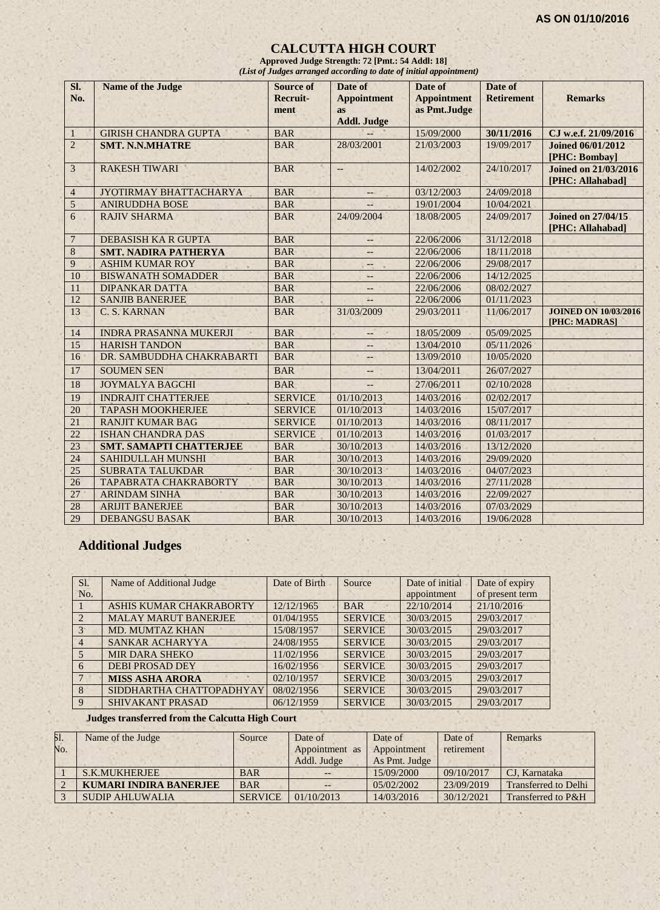AS ON 01/10/2016

# CALCUTTA HIGH COURT

**Approved Judge Strength: 72 [Pmt.: 54 Addl: 18]**

***(List of Judges arranged according to date of initial appointment)***

| Sl. No. | Name of the Judge | Source of Recruit-ment | Date of Appointment as Addl. Judge | Date of Appointment as Pmt.Judge | Date of Retirement | Remarks |
|---|---|---|---|---|---|---|
| 1 | GIRISH CHANDRA GUPTA | BAR | -- | 15/09/2000 | **30/11/2016** | **CJ w.e.f. 21/09/2016** |
| 2 | **SMT. N.N.MHATRE** | BAR | 28/03/2001 | 21/03/2003 | 19/09/2017 | **Joined 06/01/2012 [PHC: Bombay]** |
| 3 | RAKESH TIWARI | BAR | -- | 14/02/2002 | 24/10/2017 | **Joined on 21/03/2016 [PHC: Allahabad]** |
| 4 | JYOTIRMAY BHATTACHARYA | BAR | -- | 03/12/2003 | 24/09/2018 | |
| 5 | ANIRUDDHA BOSE | BAR | -- | 19/01/2004 | 10/04/2021 | |
| 6 | RAJIV SHARMA | BAR | 24/09/2004 | 18/08/2005 | 24/09/2017 | **Joined on 27/04/15 [PHC: Allahabad]** |
| 7 | DEBASISH KA R GUPTA | BAR | -- | 22/06/2006 | 31/12/2018 | |
| 8 | **SMT. NADIRA PATHERYA** | BAR | -- | 22/06/2006 | 18/11/2018 | |
| 9 | ASHIM KUMAR ROY | BAR | -- | 22/06/2006 | 29/08/2017 | |
| 10 | BISWANATH SOMADDER | BAR | -- | 22/06/2006 | 14/12/2025 | |
| 11 | DIPANKAR DATTA | BAR | -- | 22/06/2006 | 08/02/2027 | |
| 12 | SANJIB BANERJEE | BAR | -- | 22/06/2006 | 01/11/2023 | |
| 13 | C. S. KARNAN | BAR | 31/03/2009 | 29/03/2011 | 11/06/2017 | **JOINED ON 10/03/2016 [PHC: MADRAS]** |
| 14 | INDRA PRASANNA MUKERJI | BAR | -- | 18/05/2009 | 05/09/2025 | |
| 15 | HARISH TANDON | BAR | -- | 13/04/2010 | 05/11/2026 | |
| 16 | DR. SAMBUDDHA CHAKRABARTI | BAR | -- | 13/09/2010 | 10/05/2020 | |
| 17 | SOUMEN SEN | BAR | -- | 13/04/2011 | 26/07/2027 | |
| 18 | JOYMALYA BAGCHI | BAR | -- | 27/06/2011 | 02/10/2028 | |
| 19 | INDRAJIT CHATTERJEE | SERVICE | 01/10/2013 | 14/03/2016 | 02/02/2017 | |
| 20 | TAPASH MOOKHERJEE | SERVICE | 01/10/2013 | 14/03/2016 | 15/07/2017 | |
| 21 | RANJIT KUMAR BAG | SERVICE | 01/10/2013 | 14/03/2016 | 08/11/2017 | |
| 22 | ISHAN CHANDRA DAS | SERVICE | 01/10/2013 | 14/03/2016 | 01/03/2017 | |
| 23 | **SMT. SAMAPTI CHATTERJEE** | BAR | 30/10/2013 | 14/03/2016 | 13/12/2020 | |
| 24 | SAHIDULLAH MUNSHI | BAR | 30/10/2013 | 14/03/2016 | 29/09/2020 | |
| 25 | SUBRATA TALUKDAR | BAR | 30/10/2013 | 14/03/2016 | 04/07/2023 | |
| 26 | TAPABRATA CHAKRABORTY | BAR | 30/10/2013 | 14/03/2016 | 27/11/2028 | |
| 27 | ARINDAM SINHA | BAR | 30/10/2013 | 14/03/2016 | 22/09/2027 | |
| 28 | ARIJIT BANERJEE | BAR | 30/10/2013 | 14/03/2016 | 07/03/2029 | |
| 29 | DEBANGSU BASAK | BAR | 30/10/2013 | 14/03/2016 | 19/06/2028 | |

## Additional Judges

| Sl. No. | Name of Additional Judge | Date of Birth | Source | Date of initial appointment | Date of expiry of present term |
|---|---|---|---|---|---|
| 1 | ASHIS KUMAR CHAKRABORTY | 12/12/1965 | BAR | 22/10/2014 | 21/10/2016 |
| 2 | MALAY MARUT BANERJEE | 01/04/1955 | SERVICE | 30/03/2015 | 29/03/2017 |
| 3 | MD. MUMTAZ KHAN | 15/08/1957 | SERVICE | 30/03/2015 | 29/03/2017 |
| 4 | SANKAR ACHARYYA | 24/08/1955 | SERVICE | 30/03/2015 | 29/03/2017 |
| 5 | MIR DARA SHEKO | 11/02/1956 | SERVICE | 30/03/2015 | 29/03/2017 |
| 6 | DEBI PROSAD DEY | 16/02/1956 | SERVICE | 30/03/2015 | 29/03/2017 |
| 7 | **MISS ASHA ARORA** | 02/10/1957 | SERVICE | 30/03/2015 | 29/03/2017 |
| 8 | SIDDHARTHA CHATTOPADHYAY | 08/02/1956 | SERVICE | 30/03/2015 | 29/03/2017 |
| 9 | SHIVAKANT PRASAD | 06/12/1959 | SERVICE | 30/03/2015 | 29/03/2017 |

**Judges transferred from the Calcutta High Court**

| Sl. No. | Name of the Judge | Source | Date of Appointment as Addl. Judge | Date of Appointment As Pmt. Judge | Date of retirement | Remarks |
|---|---|---|---|---|---|---|
| 1 | S.K.MUKHERJEE | BAR | -- | 15/09/2000 | 09/10/2017 | CJ, Karnataka |
| 2 | **KUMARI INDIRA BANERJEE** | BAR | -- | 05/02/2002 | 23/09/2019 | Transferred to Delhi |
| 3 | SUDIP AHLUWALIA | SERVICE | 01/10/2013 | 14/03/2016 | 30/12/2021 | Transferred to P&H |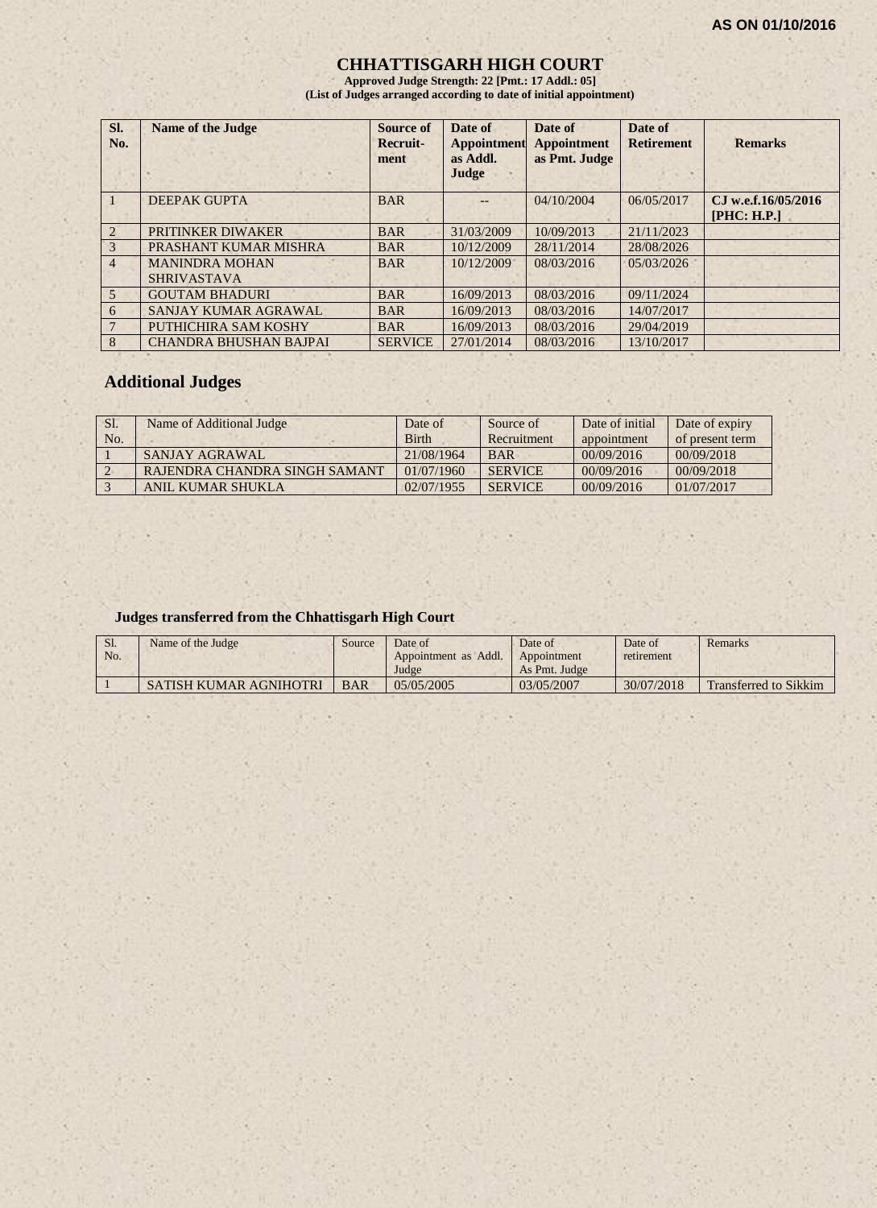AS ON 01/10/2016

# CHHATTISGARH HIGH COURT

**Approved Judge Strength: 22 [Pmt.: 17 Addl.: 05]**
**(List of Judges arranged according to date of initial appointment)**

| Sl. No. | Name of the Judge | Source of Recruit-ment | Date of Appointment as Addl. Judge | Date of Appointment as Pmt. Judge | Date of Retirement | Remarks |
|---|---|---|---|---|---|---|
| 1 | DEEPAK GUPTA | BAR | -- | 04/10/2004 | 06/05/2017 | CJ w.e.f.16/05/2016 [PHC: H.P.] |
| 2 | PRITINKER DIWAKER | BAR | 31/03/2009 | 10/09/2013 | 21/11/2023 | |
| 3 | PRASHANT KUMAR MISHRA | BAR | 10/12/2009 | 28/11/2014 | 28/08/2026 | |
| 4 | MANINDRA MOHAN SHRIVASTAVA | BAR | 10/12/2009 | 08/03/2016 | 05/03/2026 | |
| 5 | GOUTAM BHADURI | BAR | 16/09/2013 | 08/03/2016 | 09/11/2024 | |
| 6 | SANJAY KUMAR AGRAWAL | BAR | 16/09/2013 | 08/03/2016 | 14/07/2017 | |
| 7 | PUTHICHIRA SAM KOSHY | BAR | 16/09/2013 | 08/03/2016 | 29/04/2019 | |
| 8 | CHANDRA BHUSHAN BAJPAI | SERVICE | 27/01/2014 | 08/03/2016 | 13/10/2017 | |

## Additional Judges

| Sl. No. | Name of Additional Judge | Date of Birth | Source of Recruitment | Date of initial appointment | Date of expiry of present term |
|---|---|---|---|---|---|
| 1 | SANJAY AGRAWAL | 21/08/1964 | BAR | 00/09/2016 | 00/09/2018 |
| 2 | RAJENDRA CHANDRA SINGH SAMANT | 01/07/1960 | SERVICE | 00/09/2016 | 00/09/2018 |
| 3 | ANIL KUMAR SHUKLA | 02/07/1955 | SERVICE | 00/09/2016 | 01/07/2017 |

## Judges transferred from the Chhattisgarh High Court

| Sl. No. | Name of the Judge | Source | Date of Appointment as Addl. Judge | Date of Appointment As Pmt. Judge | Date of retirement | Remarks |
|---|---|---|---|---|---|---|
| 1 | SATISH KUMAR AGNIHOTRI | BAR | 05/05/2005 | 03/05/2007 | 30/07/2018 | Transferred to Sikkim |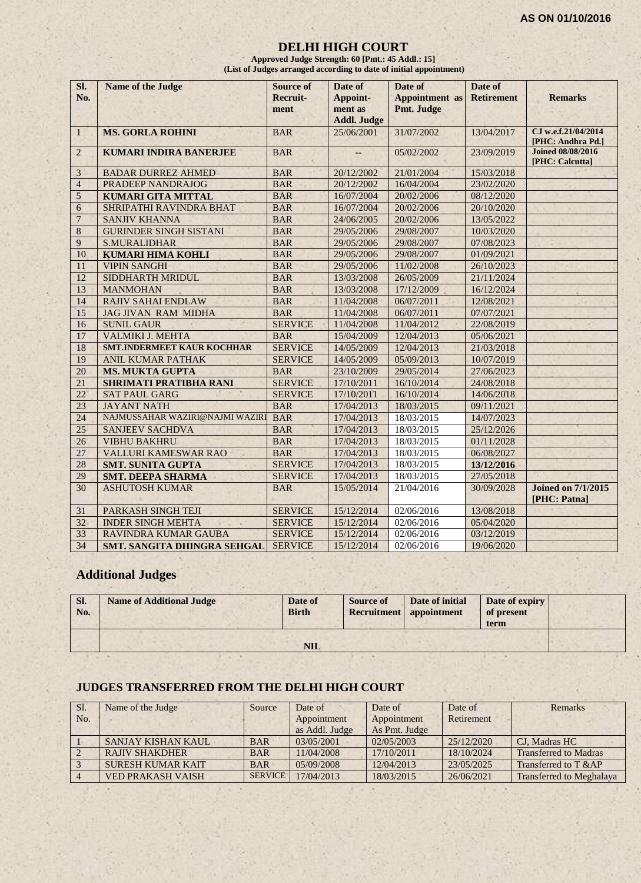AS ON 01/10/2016

# DELHI HIGH COURT

**Approved Judge Strength: 60 [Pmt.: 45 Addl.: 15]**
**(List of Judges arranged according to date of initial appointment)**

| Sl. No. | Name of the Judge | Source of Recruit-ment | Date of Appoint-ment as Addl. Judge | Date of Appointment as Pmt. Judge | Date of Retirement | Remarks |
|---|---|---|---|---|---|---|
| 1 | **MS. GORLA ROHINI** | BAR | 25/06/2001 | 31/07/2002 | 13/04/2017 | **CJ w.e.f.21/04/2014 [PHC: Andhra Pd.]** |
| 2 | **KUMARI INDIRA BANERJEE** | BAR | -- | 05/02/2002 | 23/09/2019 | **Joined 08/08/2016 [PHC: Calcutta]** |
| 3 | BADAR DURREZ AHMED | BAR | 20/12/2002 | 21/01/2004 | 15/03/2018 | |
| 4 | PRADEEP NANDRAJOG | BAR | 20/12/2002 | 16/04/2004 | 23/02/2020 | |
| 5 | **KUMARI GITA MITTAL** | BAR | 16/07/2004 | 20/02/2006 | 08/12/2020 | |
| 6 | SHRIPATHI RAVINDRA BHAT | BAR | 16/07/2004 | 20/02/2006 | 20/10/2020 | |
| 7 | SANJIV KHANNA | BAR | 24/06/2005 | 20/02/2006 | 13/05/2022 | |
| 8 | GURINDER SINGH SISTANI | BAR | 29/05/2006 | 29/08/2007 | 10/03/2020 | |
| 9 | S.MURALIDHAR | BAR | 29/05/2006 | 29/08/2007 | 07/08/2023 | |
| 10 | **KUMARI HIMA KOHLI** | BAR | 29/05/2006 | 29/08/2007 | 01/09/2021 | |
| 11 | VIPIN SANGHI | BAR | 29/05/2006 | 11/02/2008 | 26/10/2023 | |
| 12 | SIDDHARTH MRIDUL | BAR | 13/03/2008 | 26/05/2009 | 21/11/2024 | |
| 13 | MANMOHAN | BAR | 13/03/2008 | 17/12/2009 | 16/12/2024 | |
| 14 | RAJIV SAHAI ENDLAW | BAR | 11/04/2008 | 06/07/2011 | 12/08/2021 | |
| 15 | JAG JIVAN RAM MIDHA | BAR | 11/04/2008 | 06/07/2011 | 07/07/2021 | |
| 16 | SUNIL GAUR | SERVICE | 11/04/2008 | 11/04/2012 | 22/08/2019 | |
| 17 | VALMIKI J. MEHTA | BAR | 15/04/2009 | 12/04/2013 | 05/06/2021 | |
| 18 | **SMT.INDERMEET KAUR KOCHHAR** | SERVICE | 14/05/2009 | 12/04/2013 | 21/03/2018 | |
| 19 | ANIL KUMAR PATHAK | SERVICE | 14/05/2009 | 05/09/2013 | 10/07/2019 | |
| 20 | **MS. MUKTA GUPTA** | BAR | 23/10/2009 | 29/05/2014 | 27/06/2023 | |
| 21 | **SHRIMATI PRATIBHA RANI** | SERVICE | 17/10/2011 | 16/10/2014 | 24/08/2018 | |
| 22 | SAT PAUL GARG | SERVICE | 17/10/2011 | 16/10/2014 | 14/06/2018 | |
| 23 | JAYANT NATH | BAR | 17/04/2013 | 18/03/2015 | 09/11/2021 | |
| 24 | NAJMUSSAHAR WAZIRI@NAJMI WAZIRI | BAR | 17/04/2013 | 18/03/2015 | 14/07/2023 | |
| 25 | SANJEEV SACHDVA | BAR | 17/04/2013 | 18/03/2015 | 25/12/2026 | |
| 26 | VIBHU BAKHRU | BAR | 17/04/2013 | 18/03/2015 | 01/11/2028 | |
| 27 | VALLURI KAMESWAR RAO | BAR | 17/04/2013 | 18/03/2015 | 06/08/2027 | |
| 28 | **SMT. SUNITA GUPTA** | SERVICE | 17/04/2013 | 18/03/2015 | **13/12/2016** | |
| 29 | **SMT. DEEPA SHARMA** | SERVICE | 17/04/2013 | 18/03/2015 | 27/05/2018 | |
| 30 | ASHUTOSH KUMAR | BAR | 15/05/2014 | 21/04/2016 | 30/09/2028 | **Joined on 7/1/2015 [PHC: Patna]** |
| 31 | PARKASH SINGH TEJI | SERVICE | 15/12/2014 | 02/06/2016 | 13/08/2018 | |
| 32 | INDER SINGH MEHTA | SERVICE | 15/12/2014 | 02/06/2016 | 05/04/2020 | |
| 33 | RAVINDRA KUMAR GAUBA | SERVICE | 15/12/2014 | 02/06/2016 | 03/12/2019 | |
| 34 | **SMT. SANGITA DHINGRA SEHGAL** | SERVICE | 15/12/2014 | 02/06/2016 | 19/06/2020 | |

## Additional Judges

| Sl. No. | Name of Additional Judge | Date of Birth | Source of Recruitment | Date of initial appointment | Date of expiry of present term | |
|---|---|---|---|---|---|---|
| | **NIL** | | | | | |

## JUDGES TRANSFERRED FROM THE DELHI HIGH COURT

| Sl. No. | Name of the Judge | Source | Date of Appointment as Addl. Judge | Date of Appointment As Pmt. Judge | Date of Retirement | Remarks |
|---|---|---|---|---|---|---|
| 1 | SANJAY KISHAN KAUL | BAR | 03/05/2001 | 02/05/2003 | 25/12/2020 | CJ, Madras HC |
| 2 | RAJIV SHAKDHER | BAR | 11/04/2008 | 17/10/2011 | 18/10/2024 | Transferred to Madras |
| 3 | SURESH KUMAR KAIT | BAR | 05/09/2008 | 12/04/2013 | 23/05/2025 | Transferred to T &AP |
| 4 | VED PRAKASH VAISH | SERVICE | 17/04/2013 | 18/03/2015 | 26/06/2021 | Transferred to Meghalaya |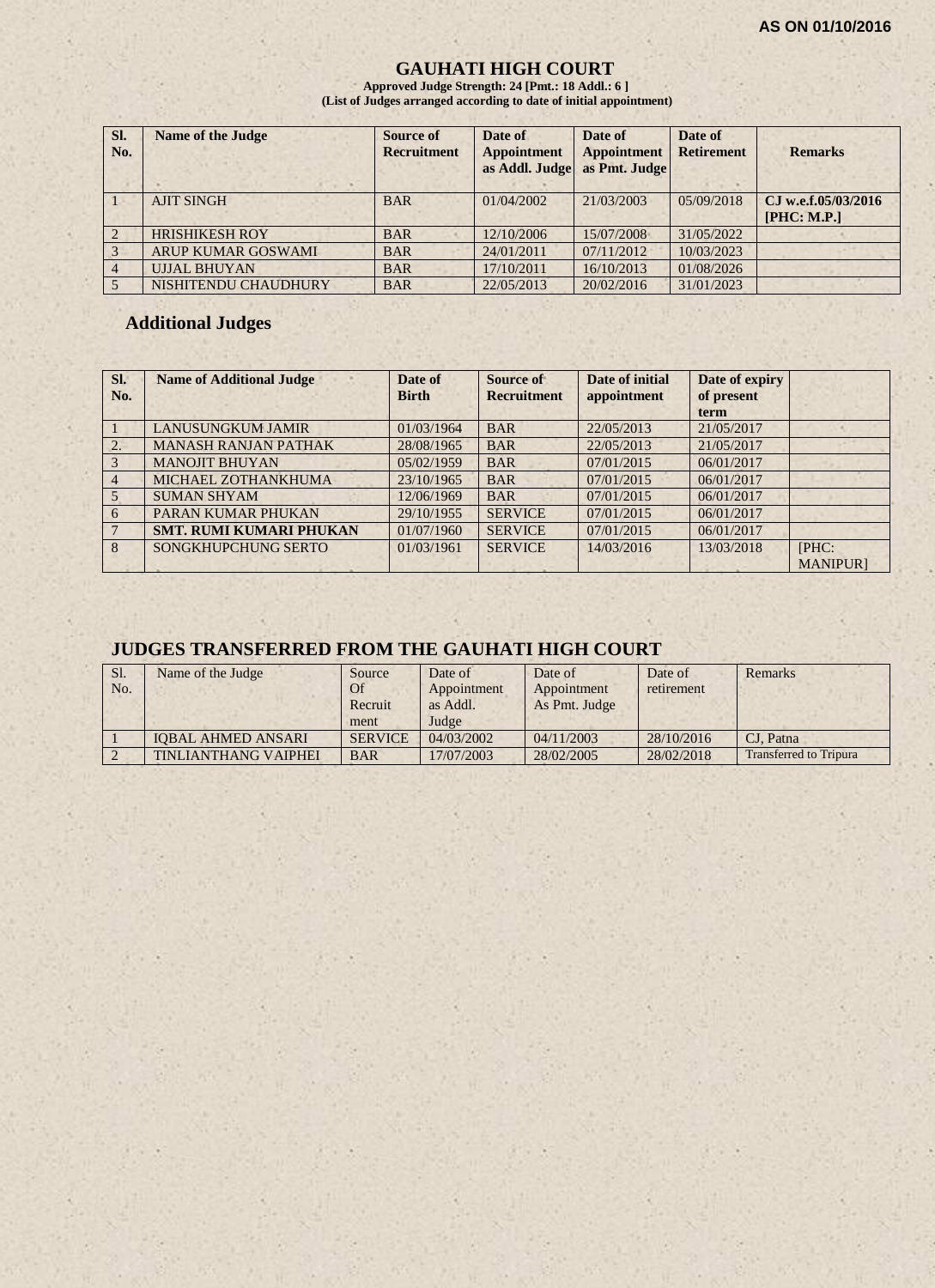AS ON 01/10/2016

# GAUHATI HIGH COURT

**Approved Judge Strength: 24 [Pmt.: 18 Addl.: 6 ]**
**(List of Judges arranged according to date of initial appointment)**

| Sl. No. | Name of the Judge | Source of Recruitment | Date of Appointment as Addl. Judge | Date of Appointment as Pmt. Judge | Date of Retirement | Remarks |
|---|---|---|---|---|---|---|
| 1 | AJIT SINGH | BAR | 01/04/2002 | 21/03/2003 | 05/09/2018 | **CJ w.e.f.05/03/2016 [PHC: M.P.]** |
| 2 | HRISHIKESH ROY | BAR | 12/10/2006 | 15/07/2008 | 31/05/2022 | |
| 3 | ARUP KUMAR GOSWAMI | BAR | 24/01/2011 | 07/11/2012 | 10/03/2023 | |
| 4 | UJJAL BHUYAN | BAR | 17/10/2011 | 16/10/2013 | 01/08/2026 | |
| 5 | NISHITENDU CHAUDHURY | BAR | 22/05/2013 | 20/02/2016 | 31/01/2023 | |

## Additional Judges

| Sl. No. | Name of Additional Judge | Date of Birth | Source of Recruitment | Date of initial appointment | Date of expiry of present term | |
|---|---|---|---|---|---|---|
| 1 | LANUSUNGKUM JAMIR | 01/03/1964 | BAR | 22/05/2013 | 21/05/2017 | |
| 2. | MANASH RANJAN PATHAK | 28/08/1965 | BAR | 22/05/2013 | 21/05/2017 | |
| 3 | MANOJIT BHUYAN | 05/02/1959 | BAR | 07/01/2015 | 06/01/2017 | |
| 4 | MICHAEL ZOTHANKHUMA | 23/10/1965 | BAR | 07/01/2015 | 06/01/2017 | |
| 5 | SUMAN SHYAM | 12/06/1969 | BAR | 07/01/2015 | 06/01/2017 | |
| 6 | PARAN KUMAR PHUKAN | 29/10/1955 | SERVICE | 07/01/2015 | 06/01/2017 | |
| 7 | **SMT. RUMI KUMARI PHUKAN** | 01/07/1960 | SERVICE | 07/01/2015 | 06/01/2017 | |
| 8 | SONGKHUPCHUNG SERTO | 01/03/1961 | SERVICE | 14/03/2016 | 13/03/2018 | [PHC: MANIPUR] |

## JUDGES TRANSFERRED FROM THE GAUHATI HIGH COURT

| Sl. No. | Name of the Judge | Source Of Recruitment | Date of Appointment as Addl. Judge | Date of Appointment As Pmt. Judge | Date of retirement | Remarks |
|---|---|---|---|---|---|---|
| 1 | IQBAL AHMED ANSARI | SERVICE | 04/03/2002 | 04/11/2003 | 28/10/2016 | CJ, Patna |
| 2 | TINLIANTHANG VAIPHEI | BAR | 17/07/2003 | 28/02/2005 | 28/02/2018 | Transferred to Tripura |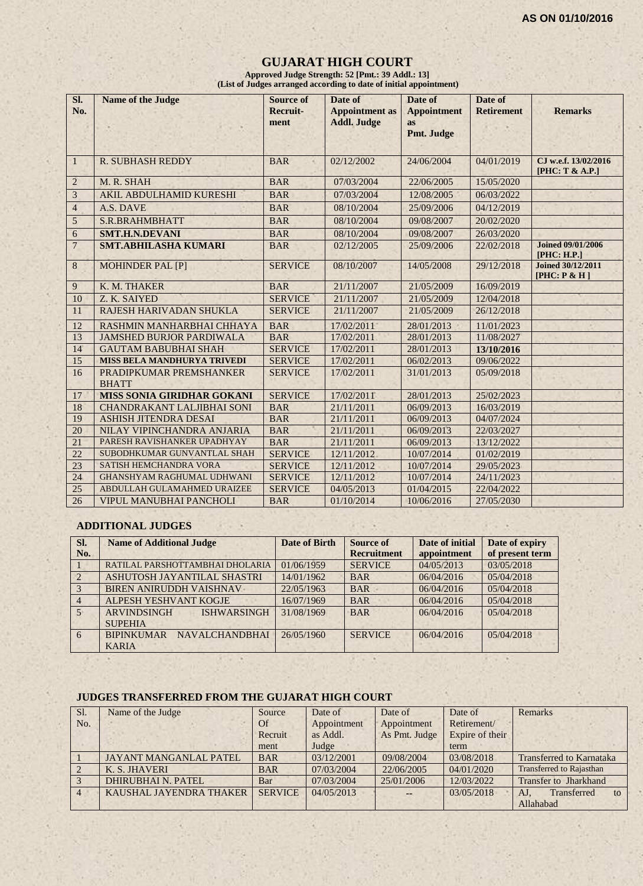AS ON 01/10/2016

# GUJARAT HIGH COURT

**Approved Judge Strength: 52 [Pmt.: 39 Addl.: 13]**
**(List of Judges arranged according to date of initial appointment)**

| Sl. No. | Name of the Judge | Source of Recruit-ment | Date of Appointment as Addl. Judge | Date of Appointment as Pmt. Judge | Date of Retirement | Remarks |
|---|---|---|---|---|---|---|
| 1 | R. SUBHASH REDDY | BAR | 02/12/2002 | 24/06/2004 | 04/01/2019 | **CJ w.e.f. 13/02/2016 [PHC: T & A.P.]** |
| 2 | M. R. SHAH | BAR | 07/03/2004 | 22/06/2005 | 15/05/2020 | |
| 3 | AKIL ABDULHAMID KURESHI | BAR | 07/03/2004 | 12/08/2005 | 06/03/2022 | |
| 4 | A.S. DAVE | BAR | 08/10/2004 | 25/09/2006 | 04/12/2019 | |
| 5 | S.R.BRAHMBHATT | BAR | 08/10/2004 | 09/08/2007 | 20/02/2020 | |
| 6 | **SMT.H.N.DEVANI** | BAR | 08/10/2004 | 09/08/2007 | 26/03/2020 | |
| 7 | **SMT.ABHILASHA KUMARI** | BAR | 02/12/2005 | 25/09/2006 | 22/02/2018 | **Joined 09/01/2006 [PHC: H.P.]** |
| 8 | MOHINDER PAL [P] | SERVICE | 08/10/2007 | 14/05/2008 | 29/12/2018 | **Joined 30/12/2011 [PHC: P & H ]** |
| 9 | K. M. THAKER | BAR | 21/11/2007 | 21/05/2009 | 16/09/2019 | |
| 10 | Z. K. SAIYED | SERVICE | 21/11/2007 | 21/05/2009 | 12/04/2018 | |
| 11 | RAJESH HARIVADAN SHUKLA | SERVICE | 21/11/2007 | 21/05/2009 | 26/12/2018 | |
| 12 | RASHMIN MANHARBHAI CHHAYA | BAR | 17/02/2011 | 28/01/2013 | 11/01/2023 | |
| 13 | JAMSHED BURJOR PARDIWALA | BAR | 17/02/2011 | 28/01/2013 | 11/08/2027 | |
| 14 | GAUTAM BABUBHAI SHAH | SERVICE | 17/02/2011 | 28/01/2013 | **13/10/2016** | |
| 15 | **MISS BELA MANDHURYA TRIVEDI** | SERVICE | 17/02/2011 | 06/02/2013 | 09/06/2022 | |
| 16 | PRADIPKUMAR PREMSHANKER BHATT | SERVICE | 17/02/2011 | 31/01/2013 | 05/09/2018 | |
| 17 | **MISS SONIA GIRIDHAR GOKANI** | SERVICE | 17/02/2011 | 28/01/2013 | 25/02/2023 | |
| 18 | CHANDRAKANT LALJIBHAI SONI | BAR | 21/11/2011 | 06/09/2013 | 16/03/2019 | |
| 19 | ASHISH JITENDRA DESAI | BAR | 21/11/2011 | 06/09/2013 | 04/07/2024 | |
| 20 | NILAY VIPINCHANDRA ANJARIA | BAR | 21/11/2011 | 06/09/2013 | 22/03/2027 | |
| 21 | PARESH RAVISHANKER UPADHYAY | BAR | 21/11/2011 | 06/09/2013 | 13/12/2022 | |
| 22 | SUBODHKUMAR GUNVANTLAL SHAH | SERVICE | 12/11/2012 | 10/07/2014 | 01/02/2019 | |
| 23 | SATISH HEMCHANDRA VORA | SERVICE | 12/11/2012 | 10/07/2014 | 29/05/2023 | |
| 24 | GHANSHYAM RAGHUMAL UDHWANI | SERVICE | 12/11/2012 | 10/07/2014 | 24/11/2023 | |
| 25 | ABDULLAH GULAMAHMED URAIZEE | SERVICE | 04/05/2013 | 01/04/2015 | 22/04/2022 | |
| 26 | VIPUL MANUBHAI PANCHOLI | BAR | 01/10/2014 | 10/06/2016 | 27/05/2030 | |

## ADDITIONAL JUDGES

| Sl. No. | Name of Additional Judge | Date of Birth | Source of Recruitment | Date of initial appointment | Date of expiry of present term |
|---|---|---|---|---|---|
| 1 | RATILAL PARSHOTTAMBHAI DHOLARIA | 01/06/1959 | SERVICE | 04/05/2013 | 03/05/2018 |
| 2 | ASHUTOSH JAYANTILAL SHASTRI | 14/01/1962 | BAR | 06/04/2016 | 05/04/2018 |
| 3 | BIREN ANIRUDDH VAISHNAV | 22/05/1963 | BAR | 06/04/2016 | 05/04/2018 |
| 4 | ALPESH YESHVANT KOGJE | 16/07/1969 | BAR | 06/04/2016 | 05/04/2018 |
| 5 | ARVINDSINGH ISHWARSINGH SUPEHIA | 31/08/1969 | BAR | 06/04/2016 | 05/04/2018 |
| 6 | BIPINKUMAR NAVALCHANDBHAI KARIA | 26/05/1960 | SERVICE | 06/04/2016 | 05/04/2018 |

## JUDGES TRANSFERRED FROM THE GUJARAT HIGH COURT

| Sl. No. | Name of the Judge | Source Of Recruit ment | Date of Appointment as Addl. Judge | Date of Appointment As Pmt. Judge | Date of Retirement/ Expire of their term | Remarks |
|---|---|---|---|---|---|---|
| 1 | JAYANT MANGANLAL PATEL | BAR | 03/12/2001 | 09/08/2004 | 03/08/2018 | Transferred to Karnataka |
| 2 | K. S. JHAVERI | BAR | 07/03/2004 | 22/06/2005 | 04/01/2020 | Transferred to Rajasthan |
| 3 | DHIRUBHAI N. PATEL | Bar | 07/03/2004 | 25/01/2006 | 12/03/2022 | Transfer to Jharkhand |
| 4 | KAUSHAL JAYENDRA THAKER | SERVICE | 04/05/2013 | -- | 03/05/2018 | AJ, Transferred to Allahabad |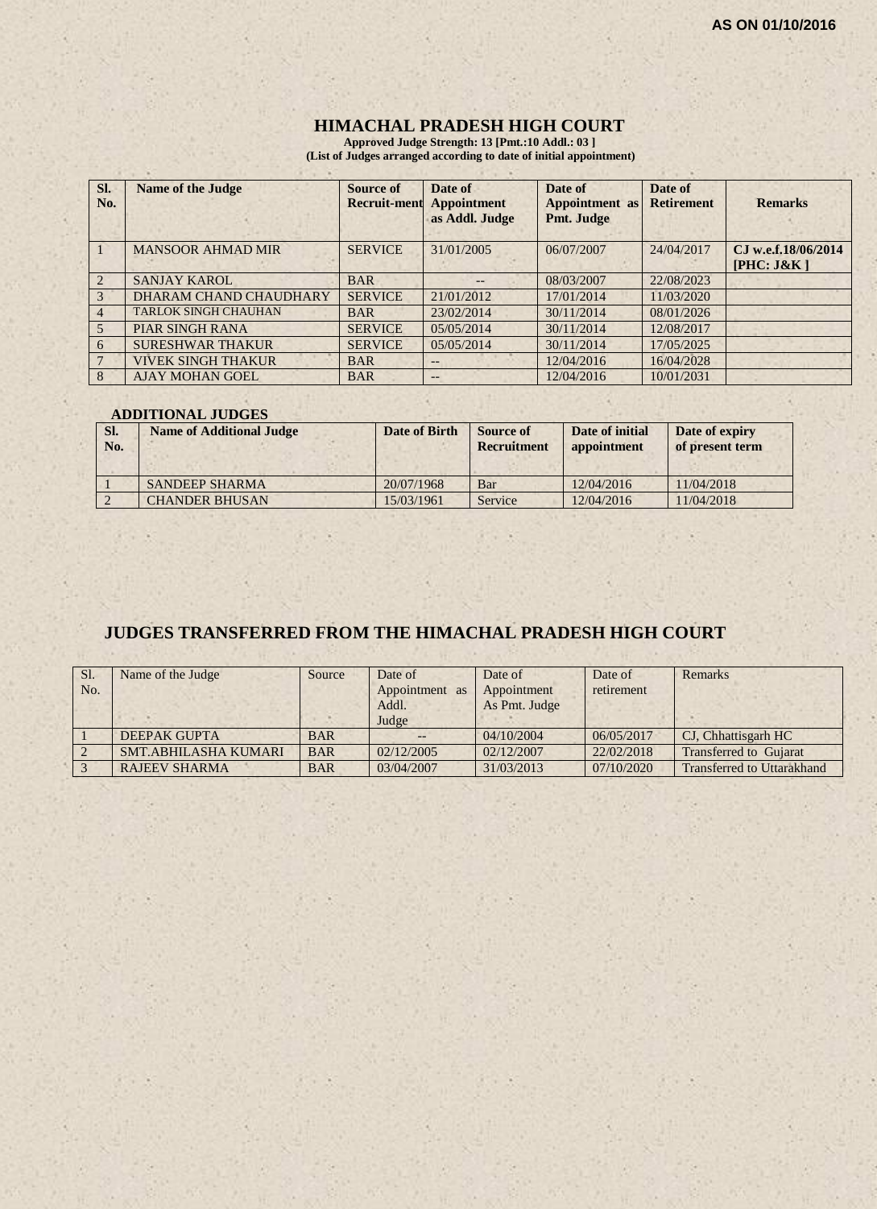AS ON 01/10/2016

# HIMACHAL PRADESH HIGH COURT

**Approved Judge Strength: 13 [Pmt.:10 Addl.: 03 ]**
**(List of Judges arranged according to date of initial appointment)**

| Sl. No. | Name of the Judge | Source of Recruit-ment | Date of Appointment as Addl. Judge | Date of Appointment as Pmt. Judge | Date of Retirement | Remarks |
|---|---|---|---|---|---|---|
| 1 | MANSOOR AHMAD MIR | SERVICE | 31/01/2005 | 06/07/2007 | 24/04/2017 | CJ w.e.f.18/06/2014 [PHC: J&K ] |
| 2 | SANJAY KAROL | BAR | -- | 08/03/2007 | 22/08/2023 | |
| 3 | DHARAM CHAND CHAUDHARY | SERVICE | 21/01/2012 | 17/01/2014 | 11/03/2020 | |
| 4 | TARLOK SINGH CHAUHAN | BAR | 23/02/2014 | 30/11/2014 | 08/01/2026 | |
| 5 | PIAR SINGH RANA | SERVICE | 05/05/2014 | 30/11/2014 | 12/08/2017 | |
| 6 | SURESHWAR THAKUR | SERVICE | 05/05/2014 | 30/11/2014 | 17/05/2025 | |
| 7 | VIVEK SINGH THAKUR | BAR | -- | 12/04/2016 | 16/04/2028 | |
| 8 | AJAY MOHAN GOEL | BAR | -- | 12/04/2016 | 10/01/2031 | |

## ADDITIONAL JUDGES

| Sl. No. | Name of Additional Judge | Date of Birth | Source of Recruitment | Date of initial appointment | Date of expiry of present term |
|---|---|---|---|---|---|
| 1 | SANDEEP SHARMA | 20/07/1968 | Bar | 12/04/2016 | 11/04/2018 |
| 2 | CHANDER BHUSAN | 15/03/1961 | Service | 12/04/2016 | 11/04/2018 |

## JUDGES TRANSFERRED FROM THE HIMACHAL PRADESH HIGH COURT

| Sl. No. | Name of the Judge | Source | Date of Appointment as Addl. Judge | Date of Appointment As Pmt. Judge | Date of retirement | Remarks |
|---|---|---|---|---|---|---|
| 1 | DEEPAK GUPTA | BAR | -- | 04/10/2004 | 06/05/2017 | CJ, Chhattisgarh HC |
| 2 | SMT.ABHILASHA KUMARI | BAR | 02/12/2005 | 02/12/2007 | 22/02/2018 | Transferred to Gujarat |
| 3 | RAJEEV SHARMA | BAR | 03/04/2007 | 31/03/2013 | 07/10/2020 | Transferred to Uttarakhand |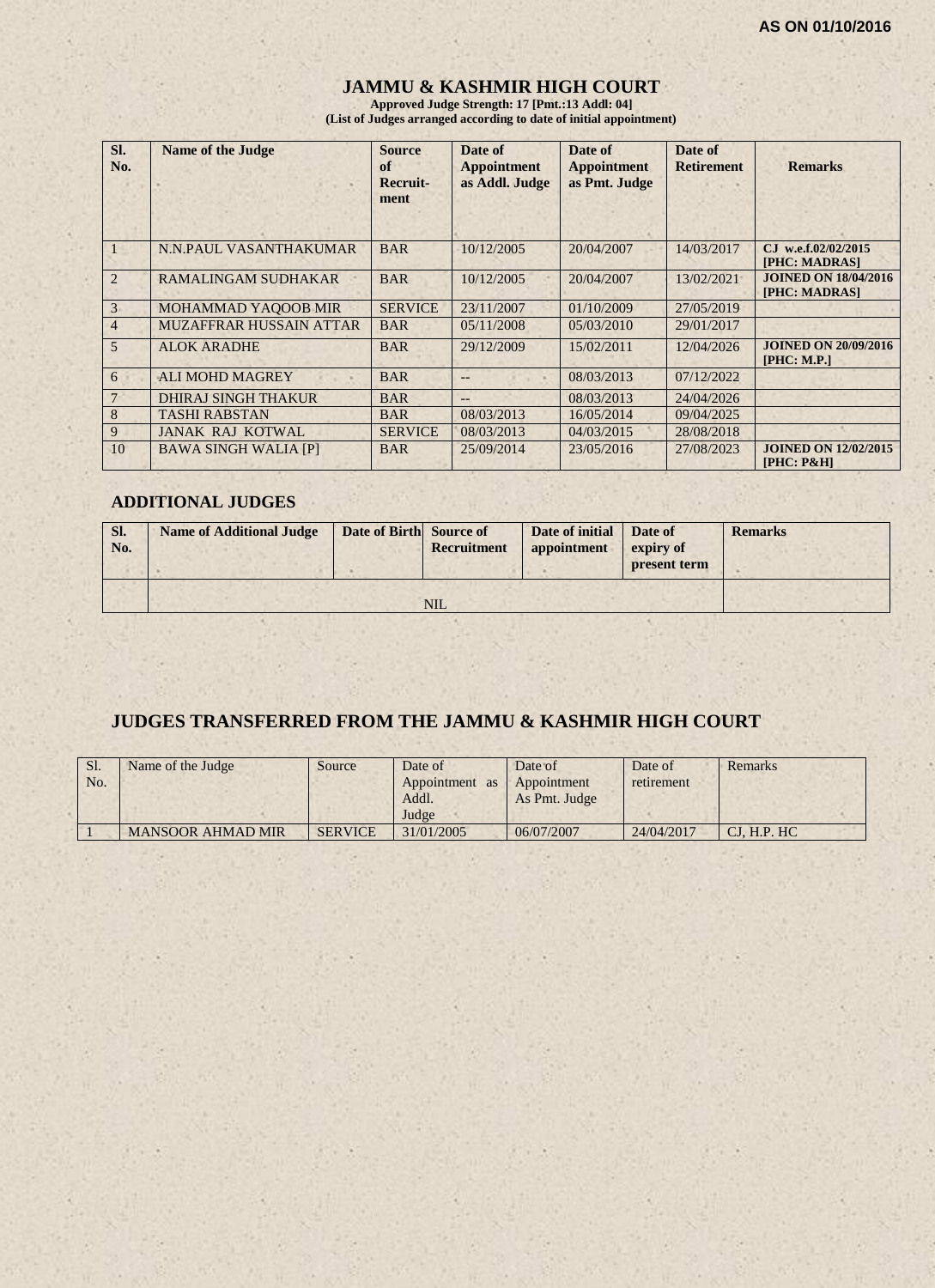AS ON 01/10/2016

# JAMMU & KASHMIR HIGH COURT

**Approved Judge Strength: 17 [Pmt.:13 Addl: 04]**
**(List of Judges arranged according to date of initial appointment)**

| Sl. No. | Name of the Judge | Source of Recruit-ment | Date of Appointment as Addl. Judge | Date of Appointment as Pmt. Judge | Date of Retirement | Remarks |
|---|---|---|---|---|---|---|
| 1 | N.N.PAUL VASANTHAKUMAR | BAR | 10/12/2005 | 20/04/2007 | 14/03/2017 | CJ w.e.f.02/02/2015 [PHC: MADRAS] |
| 2 | RAMALINGAM SUDHAKAR | BAR | 10/12/2005 | 20/04/2007 | 13/02/2021 | **JOINED ON 18/04/2016 [PHC: MADRAS]** |
| 3 | MOHAMMAD YAQOOB MIR | SERVICE | 23/11/2007 | 01/10/2009 | 27/05/2019 | |
| 4 | MUZAFFRAR HUSSAIN ATTAR | BAR | 05/11/2008 | 05/03/2010 | 29/01/2017 | |
| 5 | ALOK ARADHE | BAR | 29/12/2009 | 15/02/2011 | 12/04/2026 | **JOINED ON 20/09/2016 [PHC: M.P.]** |
| 6 | ALI MOHD MAGREY | BAR | -- | 08/03/2013 | 07/12/2022 | |
| 7 | DHIRAJ SINGH THAKUR | BAR | -- | 08/03/2013 | 24/04/2026 | |
| 8 | TASHI RABSTAN | BAR | 08/03/2013 | 16/05/2014 | 09/04/2025 | |
| 9 | JANAK RAJ KOTWAL | SERVICE | 08/03/2013 | 04/03/2015 | 28/08/2018 | |
| 10 | BAWA SINGH WALIA [P] | BAR | 25/09/2014 | 23/05/2016 | 27/08/2023 | **JOINED ON 12/02/2015 [PHC: P&H]** |

## ADDITIONAL JUDGES

| Sl. No. | Name of Additional Judge | Date of Birth | Source of Recruitment | Date of initial appointment | Date of expiry of present term | Remarks |
|---|---|---|---|---|---|---|
| | | | NIL | | | |

## JUDGES TRANSFERRED FROM THE JAMMU & KASHMIR HIGH COURT

| Sl. No. | Name of the Judge | Source | Date of Appointment as Addl. Judge | Date of Appointment As Pmt. Judge | Date of retirement | Remarks |
|---|---|---|---|---|---|---|
| 1 | MANSOOR AHMAD MIR | SERVICE | 31/01/2005 | 06/07/2007 | 24/04/2017 | CJ, H.P. HC |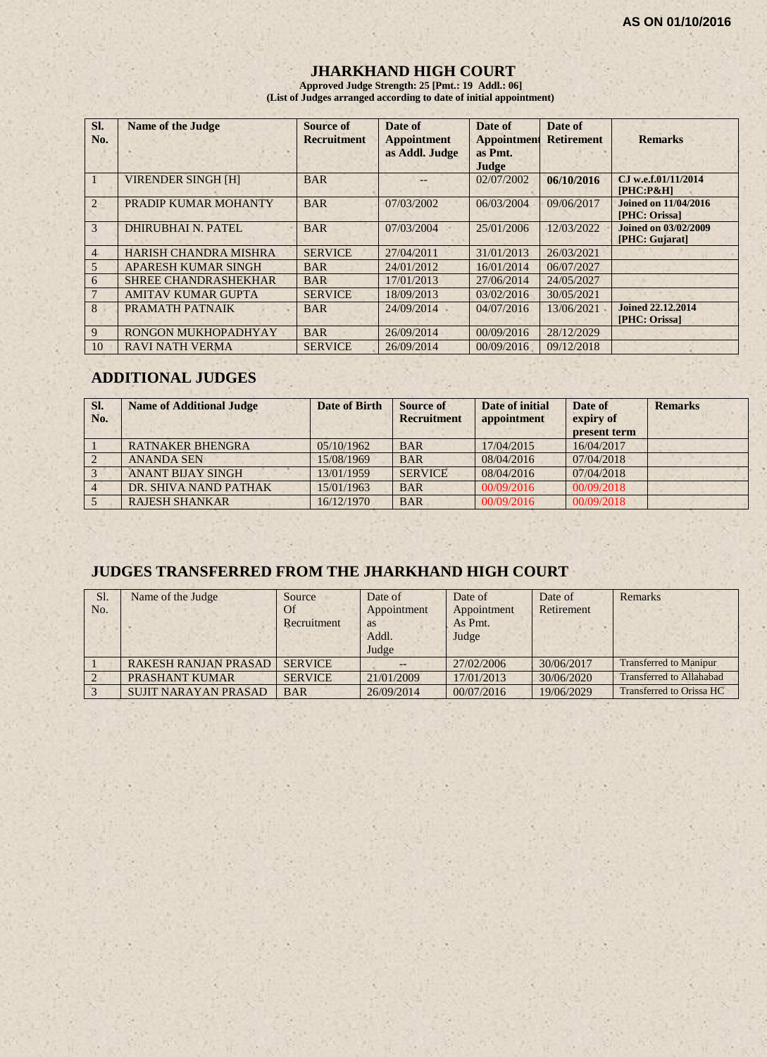AS ON 01/10/2016

# JHARKHAND HIGH COURT

**Approved Judge Strength: 25 [Pmt.: 19 Addl.: 06]**
**(List of Judges arranged according to date of initial appointment)**

| Sl. No. | Name of the Judge | Source of Recruitment | Date of Appointment as Addl. Judge | Date of Appointment as Pmt. Judge | Date of Retirement | Remarks |
|---|---|---|---|---|---|---|
| 1 | VIRENDER SINGH [H] | BAR | -- | 02/07/2002 | **06/10/2016** | **CJ w.e.f.01/11/2014 [PHC:P&H]** |
| 2 | PRADIP KUMAR MOHANTY | BAR | 07/03/2002 | 06/03/2004 | 09/06/2017 | **Joined on 11/04/2016 [PHC: Orissa]** |
| 3 | DHIRUBHAI N. PATEL | BAR | 07/03/2004 | 25/01/2006 | 12/03/2022 | **Joined on 03/02/2009 [PHC: Gujarat]** |
| 4 | HARISH CHANDRA MISHRA | SERVICE | 27/04/2011 | 31/01/2013 | 26/03/2021 | |
| 5 | APARESH KUMAR SINGH | BAR | 24/01/2012 | 16/01/2014 | 06/07/2027 | |
| 6 | SHREE CHANDRASHEKHAR | BAR | 17/01/2013 | 27/06/2014 | 24/05/2027 | |
| 7 | AMITAV KUMAR GUPTA | SERVICE | 18/09/2013 | 03/02/2016 | 30/05/2021 | |
| 8 | PRAMATH PATNAIK | BAR | 24/09/2014 | 04/07/2016 | 13/06/2021 | **Joined 22.12.2014 [PHC: Orissa]** |
| 9 | RONGON MUKHOPADHYAY | BAR | 26/09/2014 | 00/09/2016 | 28/12/2029 | |
| 10 | RAVI NATH VERMA | SERVICE | 26/09/2014 | 00/09/2016 | 09/12/2018 | |

## ADDITIONAL JUDGES

| Sl. No. | Name of Additional Judge | Date of Birth | Source of Recruitment | Date of initial appointment | Date of expiry of present term | Remarks |
|---|---|---|---|---|---|---|
| 1 | RATNAKER BHENGRA | 05/10/1962 | BAR | 17/04/2015 | 16/04/2017 | |
| 2 | ANANDA SEN | 15/08/1969 | BAR | 08/04/2016 | 07/04/2018 | |
| 3 | ANANT BIJAY SINGH | 13/01/1959 | SERVICE | 08/04/2016 | 07/04/2018 | |
| 4 | DR. SHIVA NAND PATHAK | 15/01/1963 | BAR | 00/09/2016 | 00/09/2018 | |
| 5 | RAJESH SHANKAR | 16/12/1970 | BAR | 00/09/2016 | 00/09/2018 | |

## JUDGES TRANSFERRED FROM THE JHARKHAND HIGH COURT

| Sl. No. | Name of the Judge | Source Of Recruitment | Date of Appointment as Addl. Judge | Date of Appointment As Pmt. Judge | Date of Retirement | Remarks |
|---|---|---|---|---|---|---|
| 1 | RAKESH RANJAN PRASAD | SERVICE | -- | 27/02/2006 | 30/06/2017 | Transferred to Manipur |
| 2 | PRASHANT KUMAR | SERVICE | 21/01/2009 | 17/01/2013 | 30/06/2020 | Transferred to Allahabad |
| 3 | SUJIT NARAYAN PRASAD | BAR | 26/09/2014 | 00/07/2016 | 19/06/2029 | Transferred to Orissa HC |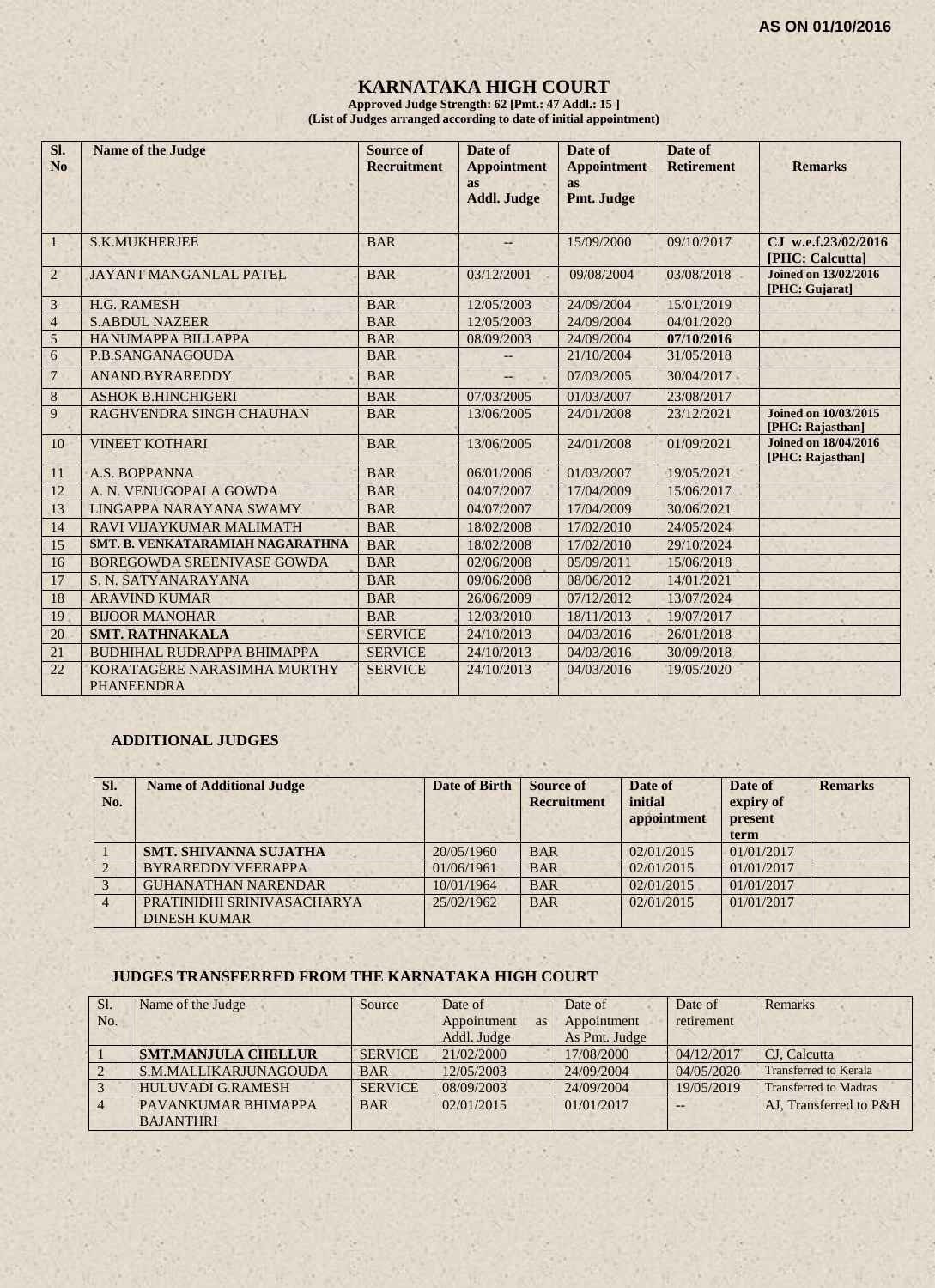AS ON 01/10/2016

# KARNATAKA HIGH COURT

**Approved Judge Strength: 62 [Pmt.: 47 Addl.: 15 ]**
**(List of Judges arranged according to date of initial appointment)**

| Sl. No | Name of the Judge | Source of Recruitment | Date of Appointment as Addl. Judge | Date of Appointment as Pmt. Judge | Date of Retirement | Remarks |
|---|---|---|---|---|---|---|
| 1 | S.K.MUKHERJEE | BAR | -- | 15/09/2000 | 09/10/2017 | CJ w.e.f.23/02/2016 [PHC: Calcutta] |
| 2 | JAYANT MANGANLAL PATEL | BAR | 03/12/2001 | 09/08/2004 | 03/08/2018 | **Joined on 13/02/2016 [PHC: Gujarat]** |
| 3 | H.G. RAMESH | BAR | 12/05/2003 | 24/09/2004 | 15/01/2019 | |
| 4 | S.ABDUL NAZEER | BAR | 12/05/2003 | 24/09/2004 | 04/01/2020 | |
| 5 | HANUMAPPA BILLAPPA | BAR | 08/09/2003 | 24/09/2004 | **07/10/2016** | |
| 6 | P.B.SANGANAGOUDA | BAR | -- | 21/10/2004 | 31/05/2018 | |
| 7 | ANAND BYRAREDDY | BAR | -- | 07/03/2005 | 30/04/2017 | |
| 8 | ASHOK B.HINCHIGERI | BAR | 07/03/2005 | 01/03/2007 | 23/08/2017 | |
| 9 | RAGHVENDRA SINGH CHAUHAN | BAR | 13/06/2005 | 24/01/2008 | 23/12/2021 | **Joined on 10/03/2015 [PHC: Rajasthan]** |
| 10 | VINEET KOTHARI | BAR | 13/06/2005 | 24/01/2008 | 01/09/2021 | **Joined on 18/04/2016 [PHC: Rajasthan]** |
| 11 | A.S. BOPPANNA | BAR | 06/01/2006 | 01/03/2007 | 19/05/2021 | |
| 12 | A. N. VENUGOPALA GOWDA | BAR | 04/07/2007 | 17/04/2009 | 15/06/2017 | |
| 13 | LINGAPPA NARAYANA SWAMY | BAR | 04/07/2007 | 17/04/2009 | 30/06/2021 | |
| 14 | RAVI VIJAYKUMAR MALIMATH | BAR | 18/02/2008 | 17/02/2010 | 24/05/2024 | |
| 15 | SMT. B. VENKATARAMIAH NAGARATHNA | BAR | 18/02/2008 | 17/02/2010 | 29/10/2024 | |
| 16 | BOREGOWDA SREENIVASE GOWDA | BAR | 02/06/2008 | 05/09/2011 | 15/06/2018 | |
| 17 | S. N. SATYANARAYANA | BAR | 09/06/2008 | 08/06/2012 | 14/01/2021 | |
| 18 | ARAVIND KUMAR | BAR | 26/06/2009 | 07/12/2012 | 13/07/2024 | |
| 19 | BIJOOR MANOHAR | BAR | 12/03/2010 | 18/11/2013 | 19/07/2017 | |
| 20 | **SMT. RATHNAKALA** | SERVICE | 24/10/2013 | 04/03/2016 | 26/01/2018 | |
| 21 | BUDHIHAL RUDRAPPA BHIMAPPA | SERVICE | 24/10/2013 | 04/03/2016 | 30/09/2018 | |
| 22 | KORATAGERE NARASIMHA MURTHY PHANEENDRA | SERVICE | 24/10/2013 | 04/03/2016 | 19/05/2020 | |

### ADDITIONAL JUDGES

| Sl. No. | Name of Additional Judge | Date of Birth | Source of Recruitment | Date of initial appointment | Date of expiry of present term | Remarks |
|---|---|---|---|---|---|---|
| 1 | **SMT. SHIVANNA SUJATHA** | 20/05/1960 | BAR | 02/01/2015 | 01/01/2017 | |
| 2 | BYRAREDDY VEERAPPA | 01/06/1961 | BAR | 02/01/2015 | 01/01/2017 | |
| 3 | GUHANATHAN NARENDAR | 10/01/1964 | BAR | 02/01/2015 | 01/01/2017 | |
| 4 | PRATINIDHI SRINIVASACHARYA DINESH KUMAR | 25/02/1962 | BAR | 02/01/2015 | 01/01/2017 | |

### JUDGES TRANSFERRED FROM THE KARNATAKA HIGH COURT

| Sl. No. | Name of the Judge | Source | Date of Appointment as Addl. Judge | Date of Appointment As Pmt. Judge | Date of retirement | Remarks |
|---|---|---|---|---|---|---|
| 1 | **SMT.MANJULA CHELLUR** | SERVICE | 21/02/2000 | 17/08/2000 | 04/12/2017 | CJ, Calcutta |
| 2 | S.M.MALLIKARJUNAGOUDA | BAR | 12/05/2003 | 24/09/2004 | 04/05/2020 | Transferred to Kerala |
| 3 | HULUVADI G.RAMESH | SERVICE | 08/09/2003 | 24/09/2004 | 19/05/2019 | Transferred to Madras |
| 4 | PAVANKUMAR BHIMAPPA BAJANTHRI | BAR | 02/01/2015 | 01/01/2017 | -- | AJ, Transferred to P&H |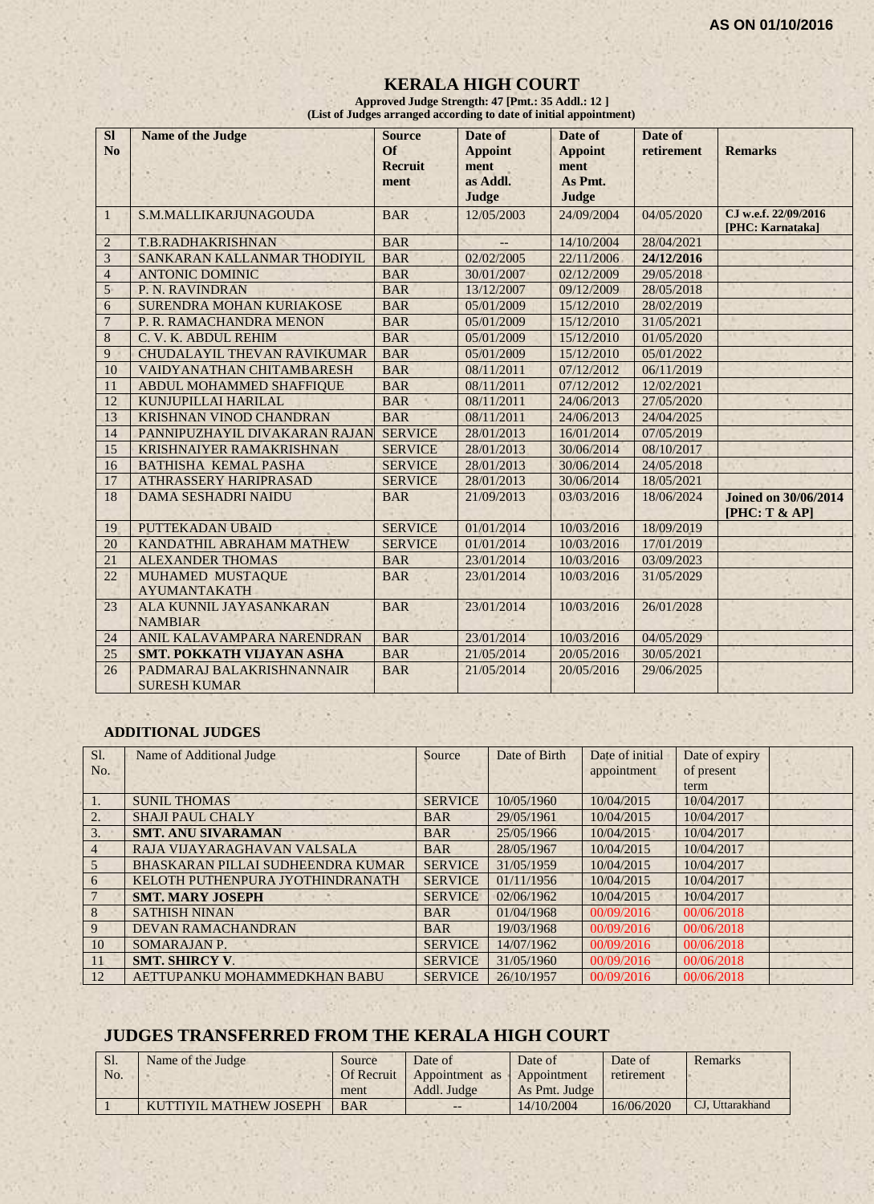**AS ON 01/10/2016**

# KERALA HIGH COURT

**Approved Judge Strength: 47 [Pmt.: 35 Addl.: 12 ]**
**(List of Judges arranged according to date of initial appointment)**

| Sl No | Name of the Judge | Source Of Recruit ment | Date of Appoint ment as Addl. Judge | Date of Appoint ment As Pmt. Judge | Date of retirement | Remarks |
|---|---|---|---|---|---|---|
| 1 | S.M.MALLIKARJUNAGOUDA | BAR | 12/05/2003 | 24/09/2004 | 04/05/2020 | **CJ w.e.f. 22/09/2016 [PHC: Karnataka]** |
| 2 | T.B.RADHAKRISHNAN | BAR | -- | 14/10/2004 | 28/04/2021 | |
| 3 | SANKARAN KALLANMAR THODIYIL | BAR | 02/02/2005 | 22/11/2006 | **24/12/2016** | |
| 4 | ANTONIC DOMINIC | BAR | 30/01/2007 | 02/12/2009 | 29/05/2018 | |
| 5 | P. N. RAVINDRAN | BAR | 13/12/2007 | 09/12/2009 | 28/05/2018 | |
| 6 | SURENDRA MOHAN KURIAKOSE | BAR | 05/01/2009 | 15/12/2010 | 28/02/2019 | |
| 7 | P. R. RAMACHANDRA MENON | BAR | 05/01/2009 | 15/12/2010 | 31/05/2021 | |
| 8 | C. V. K. ABDUL REHIM | BAR | 05/01/2009 | 15/12/2010 | 01/05/2020 | |
| 9 | CHUDALAYIL THEVAN RAVIKUMAR | BAR | 05/01/2009 | 15/12/2010 | 05/01/2022 | |
| 10 | VAIDYANATHAN CHITAMBARESH | BAR | 08/11/2011 | 07/12/2012 | 06/11/2019 | |
| 11 | ABDUL MOHAMMED SHAFFIQUE | BAR | 08/11/2011 | 07/12/2012 | 12/02/2021 | |
| 12 | KUNJUPILLAI HARILAL | BAR | 08/11/2011 | 24/06/2013 | 27/05/2020 | |
| 13 | KRISHNAN VINOD CHANDRAN | BAR | 08/11/2011 | 24/06/2013 | 24/04/2025 | |
| 14 | PANNIPUZHAYIL DIVAKARAN RAJAN | SERVICE | 28/01/2013 | 16/01/2014 | 07/05/2019 | |
| 15 | KRISHNAIYER RAMAKRISHNAN | SERVICE | 28/01/2013 | 30/06/2014 | 08/10/2017 | |
| 16 | BATHISHA KEMAL PASHA | SERVICE | 28/01/2013 | 30/06/2014 | 24/05/2018 | |
| 17 | ATHRASSERY HARIPRASAD | SERVICE | 28/01/2013 | 30/06/2014 | 18/05/2021 | |
| 18 | DAMA SESHADRI NAIDU | BAR | 21/09/2013 | 03/03/2016 | 18/06/2024 | **Joined on 30/06/2014 [PHC: T & AP]** |
| 19 | PUTTEKADAN UBAID | SERVICE | 01/01/2014 | 10/03/2016 | 18/09/2019 | |
| 20 | KANDATHIL ABRAHAM MATHEW | SERVICE | 01/01/2014 | 10/03/2016 | 17/01/2019 | |
| 21 | ALEXANDER THOMAS | BAR | 23/01/2014 | 10/03/2016 | 03/09/2023 | |
| 22 | MUHAMED MUSTAQUE AYUMANTAKATH | BAR | 23/01/2014 | 10/03/2016 | 31/05/2029 | |
| 23 | ALA KUNNIL JAYASANKARAN NAMBIAR | BAR | 23/01/2014 | 10/03/2016 | 26/01/2028 | |
| 24 | ANIL KALAVAMPARA NARENDRAN | BAR | 23/01/2014 | 10/03/2016 | 04/05/2029 | |
| 25 | **SMT. POKKATH VIJAYAN ASHA** | BAR | 21/05/2014 | 20/05/2016 | 30/05/2021 | |
| 26 | PADMARAJ BALAKRISHNANNAIR SURESH KUMAR | BAR | 21/05/2014 | 20/05/2016 | 29/06/2025 | |

## ADDITIONAL JUDGES

| Sl. No. | Name of Additional Judge | Source | Date of Birth | Date of initial appointment | Date of expiry of present term | |
|---|---|---|---|---|---|---|
| 1. | SUNIL THOMAS | SERVICE | 10/05/1960 | 10/04/2015 | 10/04/2017 | |
| 2. | SHAJI PAUL CHALY | BAR | 29/05/1961 | 10/04/2015 | 10/04/2017 | |
| 3. | **SMT. ANU SIVARAMAN** | BAR | 25/05/1966 | 10/04/2015 | 10/04/2017 | |
| 4 | RAJA VIJAYARAGHAVAN VALSALA | BAR | 28/05/1967 | 10/04/2015 | 10/04/2017 | |
| 5 | BHASKARAN PILLAI SUDHEENDRA KUMAR | SERVICE | 31/05/1959 | 10/04/2015 | 10/04/2017 | |
| 6 | KELOTH PUTHENPURA JYOTHINDRANATH | SERVICE | 01/11/1956 | 10/04/2015 | 10/04/2017 | |
| 7 | **SMT. MARY JOSEPH** | SERVICE | 02/06/1962 | 10/04/2015 | 10/04/2017 | |
| 8 | SATHISH NINAN | BAR | 01/04/1968 | 00/09/2016 | 00/06/2018 | |
| 9 | DEVAN RAMACHANDRAN | BAR | 19/03/1968 | 00/09/2016 | 00/06/2018 | |
| 10 | SOMARAJAN P. | SERVICE | 14/07/1962 | 00/09/2016 | 00/06/2018 | |
| 11 | **SMT. SHIRCY V.** | SERVICE | 31/05/1960 | 00/09/2016 | 00/06/2018 | |
| 12 | AETTUPANKU MOHAMMEDKHAN BABU | SERVICE | 26/10/1957 | 00/09/2016 | 00/06/2018 | |

## JUDGES TRANSFERRED FROM THE KERALA HIGH COURT

| Sl. No. | Name of the Judge | Source Of Recruit ment | Date of Appointment as Addl. Judge | Date of Appointment As Pmt. Judge | Date of retirement | Remarks |
|---|---|---|---|---|---|---|
| 1 | KUTTIYIL MATHEW JOSEPH | BAR | -- | 14/10/2004 | 16/06/2020 | CJ, Uttarakhand |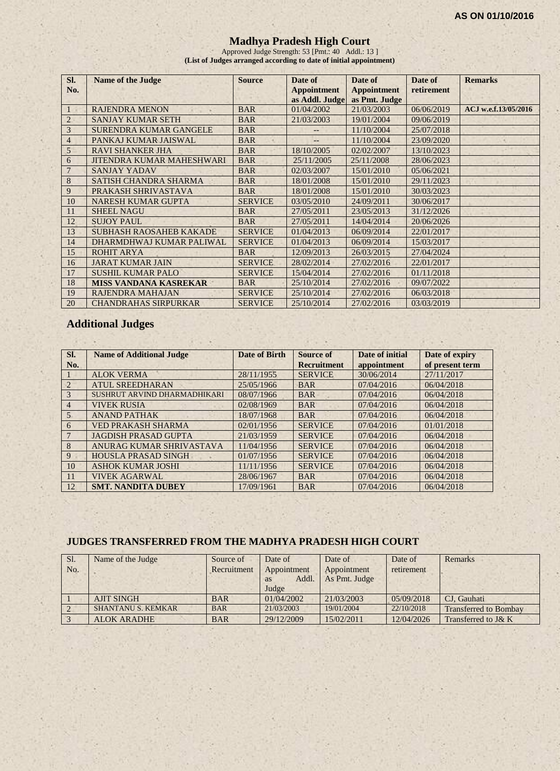AS ON 01/10/2016

# Madhya Pradesh High Court

Approved Judge Strength: 53 [Pmt.: 40 Addl.: 13 ]

**(List of Judges arranged according to date of initial appointment)**

| Sl. No. | Name of the Judge | Source | Date of Appointment as Addl. Judge | Date of Appointment as Pmt. Judge | Date of retirement | Remarks |
|---|---|---|---|---|---|---|
| 1 | RAJENDRA MENON | BAR | 01/04/2002 | 21/03/2003 | 06/06/2019 | ACJ w.e.f.13/05/2016 |
| 2 | SANJAY KUMAR SETH | BAR | 21/03/2003 | 19/01/2004 | 09/06/2019 | |
| 3 | SURENDRA KUMAR GANGELE | BAR | -- | 11/10/2004 | 25/07/2018 | |
| 4 | PANKAJ KUMAR JAISWAL | BAR | -- | 11/10/2004 | 23/09/2020 | |
| 5 | RAVI SHANKER JHA | BAR | 18/10/2005 | 02/02/2007 | 13/10/2023 | |
| 6 | JITENDRA KUMAR MAHESHWARI | BAR | 25/11/2005 | 25/11/2008 | 28/06/2023 | |
| 7 | SANJAY YADAV | BAR | 02/03/2007 | 15/01/2010 | 05/06/2021 | |
| 8 | SATISH CHANDRA SHARMA | BAR | 18/01/2008 | 15/01/2010 | 29/11/2023 | |
| 9 | PRAKASH SHRIVASTAVA | BAR | 18/01/2008 | 15/01/2010 | 30/03/2023 | |
| 10 | NARESH KUMAR GUPTA | SERVICE | 03/05/2010 | 24/09/2011 | 30/06/2017 | |
| 11 | SHEEL NAGU | BAR | 27/05/2011 | 23/05/2013 | 31/12/2026 | |
| 12 | SUJOY PAUL | BAR | 27/05/2011 | 14/04/2014 | 20/06/2026 | |
| 13 | SUBHASH RAOSAHEB KAKADE | SERVICE | 01/04/2013 | 06/09/2014 | 22/01/2017 | |
| 14 | DHARMDHWAJ KUMAR PALIWAL | SERVICE | 01/04/2013 | 06/09/2014 | 15/03/2017 | |
| 15 | ROHIT ARYA | BAR | 12/09/2013 | 26/03/2015 | 27/04/2024 | |
| 16 | JARAT KUMAR JAIN | SERVICE | 28/02/2014 | 27/02/2016 | 22/01/2017 | |
| 17 | SUSHIL KUMAR PALO | SERVICE | 15/04/2014 | 27/02/2016 | 01/11/2018 | |
| 18 | **MISS VANDANA KASREKAR** | BAR | 25/10/2014 | 27/02/2016 | 09/07/2022 | |
| 19 | RAJENDRA MAHAJAN | SERVICE | 25/10/2014 | 27/02/2016 | 06/03/2018 | |
| 20 | CHANDRAHAS SIRPURKAR | SERVICE | 25/10/2014 | 27/02/2016 | 03/03/2019 | |

## Additional Judges

| Sl. No. | Name of Additional Judge | Date of Birth | Source of Recruitment | Date of initial appointment | Date of expiry of present term |
|---|---|---|---|---|---|
| 1 | ALOK VERMA | 28/11/1955 | SERVICE | 30/06/2014 | 27/11/2017 |
| 2 | ATUL SREEDHARAN | 25/05/1966 | BAR | 07/04/2016 | 06/04/2018 |
| 3 | SUSHRUT ARVIND DHARMADHIKARI | 08/07/1966 | BAR | 07/04/2016 | 06/04/2018 |
| 4 | VIVEK RUSIA | 02/08/1969 | BAR | 07/04/2016 | 06/04/2018 |
| 5 | ANAND PATHAK | 18/07/1968 | BAR | 07/04/2016 | 06/04/2018 |
| 6 | VED PRAKASH SHARMA | 02/01/1956 | SERVICE | 07/04/2016 | 01/01/2018 |
| 7 | JAGDISH PRASAD GUPTA | 21/03/1959 | SERVICE | 07/04/2016 | 06/04/2018 |
| 8 | ANURAG KUMAR SHRIVASTAVA | 11/04/1956 | SERVICE | 07/04/2016 | 06/04/2018 |
| 9 | HOUSLA PRASAD SINGH | 01/07/1956 | SERVICE | 07/04/2016 | 06/04/2018 |
| 10 | ASHOK KUMAR JOSHI | 11/11/1956 | SERVICE | 07/04/2016 | 06/04/2018 |
| 11 | VIVEK AGARWAL | 28/06/1967 | BAR | 07/04/2016 | 06/04/2018 |
| 12 | **SMT. NANDITA DUBEY** | 17/09/1961 | BAR | 07/04/2016 | 06/04/2018 |

## JUDGES TRANSFERRED FROM THE MADHYA PRADESH HIGH COURT

| Sl. No. | Name of the Judge | Source of Recruitment | Date of Appointment as Addl. Judge | Date of Appointment As Pmt. Judge | Date of retirement | Remarks |
|---|---|---|---|---|---|---|
| 1 | AJIT SINGH | BAR | 01/04/2002 | 21/03/2003 | 05/09/2018 | CJ, Gauhati |
| 2 | SHANTANU S. KEMKAR | BAR | 21/03/2003 | 19/01/2004 | 22/10/2018 | Transferred to Bombay |
| 3 | ALOK ARADHE | BAR | 29/12/2009 | 15/02/2011 | 12/04/2026 | Transferred to J& K |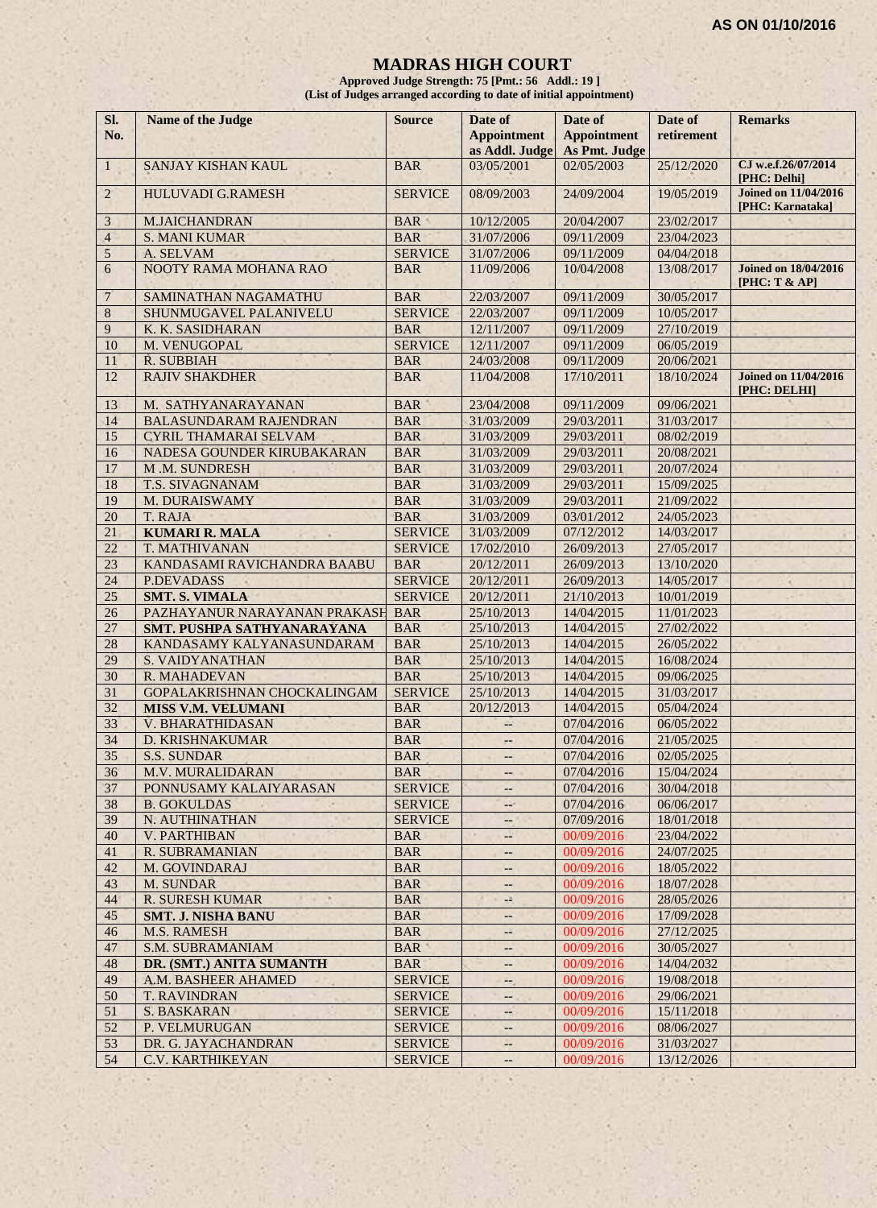**AS ON 01/10/2016**

# MADRAS HIGH COURT

**Approved Judge Strength: 75 [Pmt.: 56 Addl.: 19 ]**
**(List of Judges arranged according to date of initial appointment)**

| Sl. No. | Name of the Judge | Source | Date of Appointment as Addl. Judge | Date of Appointment As Pmt. Judge | Date of retirement | Remarks |
|---|---|---|---|---|---|---|
| 1 | SANJAY KISHAN KAUL | BAR | 03/05/2001 | 02/05/2003 | 25/12/2020 | **CJ w.e.f.26/07/2014 [PHC: Delhi]** |
| 2 | HULUVADI G.RAMESH | SERVICE | 08/09/2003 | 24/09/2004 | 19/05/2019 | **Joined on 11/04/2016 [PHC: Karnataka]** |
| 3 | M.JAICHANDRAN | BAR | 10/12/2005 | 20/04/2007 | 23/02/2017 | |
| 4 | S. MANI KUMAR | BAR | 31/07/2006 | 09/11/2009 | 23/04/2023 | |
| 5 | A. SELVAM | SERVICE | 31/07/2006 | 09/11/2009 | 04/04/2018 | |
| 6 | NOOTY RAMA MOHANA RAO | BAR | 11/09/2006 | 10/04/2008 | 13/08/2017 | **Joined on 18/04/2016 [PHC: T & AP]** |
| 7 | SAMINATHAN NAGAMATHU | BAR | 22/03/2007 | 09/11/2009 | 30/05/2017 | |
| 8 | SHUNMUGAVEL PALANIVELU | SERVICE | 22/03/2007 | 09/11/2009 | 10/05/2017 | |
| 9 | K. K. SASIDHARAN | BAR | 12/11/2007 | 09/11/2009 | 27/10/2019 | |
| 10 | M. VENUGOPAL | SERVICE | 12/11/2007 | 09/11/2009 | 06/05/2019 | |
| 11 | R. SUBBIAH | BAR | 24/03/2008 | 09/11/2009 | 20/06/2021 | |
| 12 | RAJIV SHAKDHER | BAR | 11/04/2008 | 17/10/2011 | 18/10/2024 | **Joined on 11/04/2016 [PHC: DELHI]** |
| 13 | M. SATHYANARAYANAN | BAR | 23/04/2008 | 09/11/2009 | 09/06/2021 | |
| 14 | BALASUNDARAM RAJENDRAN | BAR | 31/03/2009 | 29/03/2011 | 31/03/2017 | |
| 15 | CYRIL THAMARAI SELVAM | BAR | 31/03/2009 | 29/03/2011 | 08/02/2019 | |
| 16 | NADESA GOUNDER KIRUBAKARAN | BAR | 31/03/2009 | 29/03/2011 | 20/08/2021 | |
| 17 | M .M. SUNDRESH | BAR | 31/03/2009 | 29/03/2011 | 20/07/2024 | |
| 18 | T.S. SIVAGNANAM | BAR | 31/03/2009 | 29/03/2011 | 15/09/2025 | |
| 19 | M. DURAISWAMY | BAR | 31/03/2009 | 29/03/2011 | 21/09/2022 | |
| 20 | T. RAJA | BAR | 31/03/2009 | 03/01/2012 | 24/05/2023 | |
| 21 | **KUMARI R. MALA** | SERVICE | 31/03/2009 | 07/12/2012 | 14/03/2017 | |
| 22 | T. MATHIVANAN | SERVICE | 17/02/2010 | 26/09/2013 | 27/05/2017 | |
| 23 | KANDASAMI RAVICHANDRA BAABU | BAR | 20/12/2011 | 26/09/2013 | 13/10/2020 | |
| 24 | P.DEVADASS | SERVICE | 20/12/2011 | 26/09/2013 | 14/05/2017 | |
| 25 | **SMT. S. VIMALA** | SERVICE | 20/12/2011 | 21/10/2013 | 10/01/2019 | |
| 26 | PAZHAYANUR NARAYANAN PRAKASH | BAR | 25/10/2013 | 14/04/2015 | 11/01/2023 | |
| 27 | **SMT. PUSHPA SATHYANARAYANA** | BAR | 25/10/2013 | 14/04/2015 | 27/02/2022 | |
| 28 | KANDASAMY KALYANASUNDARAM | BAR | 25/10/2013 | 14/04/2015 | 26/05/2022 | |
| 29 | S. VAIDYANATHAN | BAR | 25/10/2013 | 14/04/2015 | 16/08/2024 | |
| 30 | R. MAHADEVAN | BAR | 25/10/2013 | 14/04/2015 | 09/06/2025 | |
| 31 | GOPALAKRISHNAN CHOCKALINGAM | SERVICE | 25/10/2013 | 14/04/2015 | 31/03/2017 | |
| 32 | **MISS V.M. VELUMANI** | BAR | 20/12/2013 | 14/04/2015 | 05/04/2024 | |
| 33 | V. BHARATHIDASAN | BAR | -- | 07/04/2016 | 06/05/2022 | |
| 34 | D. KRISHNAKUMAR | BAR | -- | 07/04/2016 | 21/05/2025 | |
| 35 | S.S. SUNDAR | BAR | -- | 07/04/2016 | 02/05/2025 | |
| 36 | M.V. MURALIDARAN | BAR | -- | 07/04/2016 | 15/04/2024 | |
| 37 | PONNUSAMY KALAIYARASAN | SERVICE | -- | 07/04/2016 | 30/04/2018 | |
| 38 | B. GOKULDAS | SERVICE | -- | 07/04/2016 | 06/06/2017 | |
| 39 | N. AUTHINATHAN | SERVICE | -- | 07/09/2016 | 18/01/2018 | |
| 40 | V. PARTHIBAN | BAR | -- | 00/09/2016 | 23/04/2022 | |
| 41 | R. SUBRAMANIAN | BAR | -- | 00/09/2016 | 24/07/2025 | |
| 42 | M. GOVINDARAJ | BAR | -- | 00/09/2016 | 18/05/2022 | |
| 43 | M. SUNDAR | BAR | -- | 00/09/2016 | 18/07/2028 | |
| 44 | R. SURESH KUMAR | BAR | -- | 00/09/2016 | 28/05/2026 | |
| 45 | **SMT. J. NISHA BANU** | BAR | -- | 00/09/2016 | 17/09/2028 | |
| 46 | M.S. RAMESH | BAR | -- | 00/09/2016 | 27/12/2025 | |
| 47 | S.M. SUBRAMANIAM | BAR | -- | 00/09/2016 | 30/05/2027 | |
| 48 | **DR. (SMT.) ANITA SUMANTH** | BAR | -- | 00/09/2016 | 14/04/2032 | |
| 49 | A.M. BASHEER AHAMED | SERVICE | -- | 00/09/2016 | 19/08/2018 | |
| 50 | T. RAVINDRAN | SERVICE | -- | 00/09/2016 | 29/06/2021 | |
| 51 | S. BASKARAN | SERVICE | -- | 00/09/2016 | 15/11/2018 | |
| 52 | P. VELMURUGAN | SERVICE | -- | 00/09/2016 | 08/06/2027 | |
| 53 | DR. G. JAYACHANDRAN | SERVICE | -- | 00/09/2016 | 31/03/2027 | |
| 54 | C.V. KARTHIKEYAN | SERVICE | -- | 00/09/2016 | 13/12/2026 | |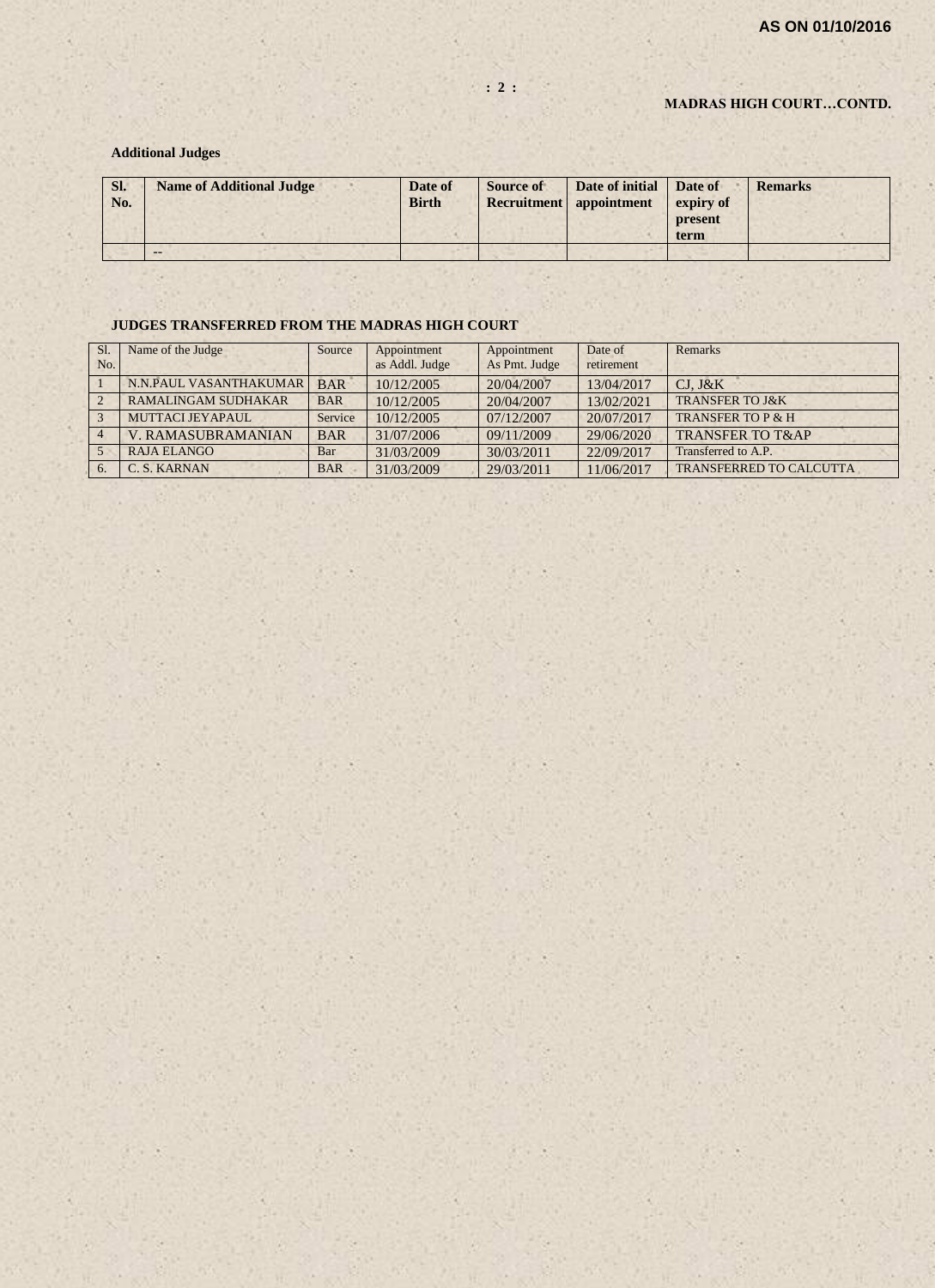**MADRAS HIGH COURT…CONTD.**

**Additional Judges**

| Sl. No. | Name of Additional Judge | Date of Birth | Source of Recruitment | Date of initial appointment | Date of expiry of present term | Remarks |
|---|---|---|---|---|---|---|
| | -- | | | | | |

**JUDGES TRANSFERRED FROM THE MADRAS HIGH COURT**

| Sl. No. | Name of the Judge | Source | Appointment as Addl. Judge | Appointment As Pmt. Judge | Date of retirement | Remarks |
|---|---|---|---|---|---|---|
| 1 | N.N.PAUL VASANTHAKUMAR | BAR | 10/12/2005 | 20/04/2007 | 13/04/2017 | CJ, J&K |
| 2 | RAMALINGAM SUDHAKAR | BAR | 10/12/2005 | 20/04/2007 | 13/02/2021 | TRANSFER TO J&K |
| 3 | MUTTACI JEYAPAUL | Service | 10/12/2005 | 07/12/2007 | 20/07/2017 | TRANSFER TO P & H |
| 4 | V. RAMASUBRAMANIAN | BAR | 31/07/2006 | 09/11/2009 | 29/06/2020 | TRANSFER TO T&AP |
| 5 | RAJA ELANGO | Bar | 31/03/2009 | 30/03/2011 | 22/09/2017 | Transferred to A.P. |
| 6. | C. S. KARNAN | BAR | 31/03/2009 | 29/03/2011 | 11/06/2017 | TRANSFERRED TO CALCUTTA |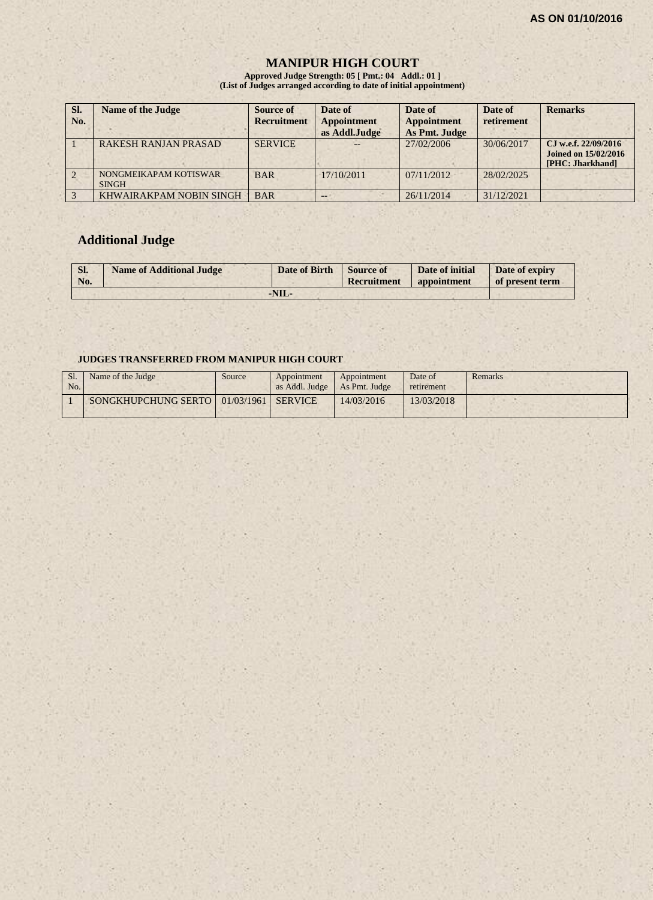AS ON 01/10/2016

# MANIPUR HIGH COURT

**Approved Judge Strength: 05 [ Pmt.: 04 Addl.: 01 ]**
**(List of Judges arranged according to date of initial appointment)**

| Sl. No. | Name of the Judge | Source of Recruitment | Date of Appointment as Addl.Judge | Date of Appointment As Pmt. Judge | Date of retirement | Remarks |
|---|---|---|---|---|---|---|
| 1 | RAKESH RANJAN PRASAD | SERVICE | -- | 27/02/2006 | 30/06/2017 | CJ w.e.f. 22/09/2016 Joined on 15/02/2016 [PHC: Jharkhand] |
| 2 | NONGMEIKAPAM KOTISWAR SINGH | BAR | 17/10/2011 | 07/11/2012 | 28/02/2025 | |
| 3 | KHWAIRAKPAM NOBIN SINGH | BAR | -- | 26/11/2014 | 31/12/2021 | |

## Additional Judge

| Sl. No. | Name of Additional Judge | Date of Birth | Source of Recruitment | Date of initial appointment | Date of expiry of present term |
|---|---|---|---|---|---|
| -NIL- | | | | | |

### JUDGES TRANSFERRED FROM MANIPUR HIGH COURT

| Sl. No. | Name of the Judge | Source | Appointment as Addl. Judge | Appointment As Pmt. Judge | Date of retirement | Remarks |
|---|---|---|---|---|---|---|
| 1 | SONGKHUPCHUNG SERTO | 01/03/1961 | SERVICE | 14/03/2016 | 13/03/2018 | |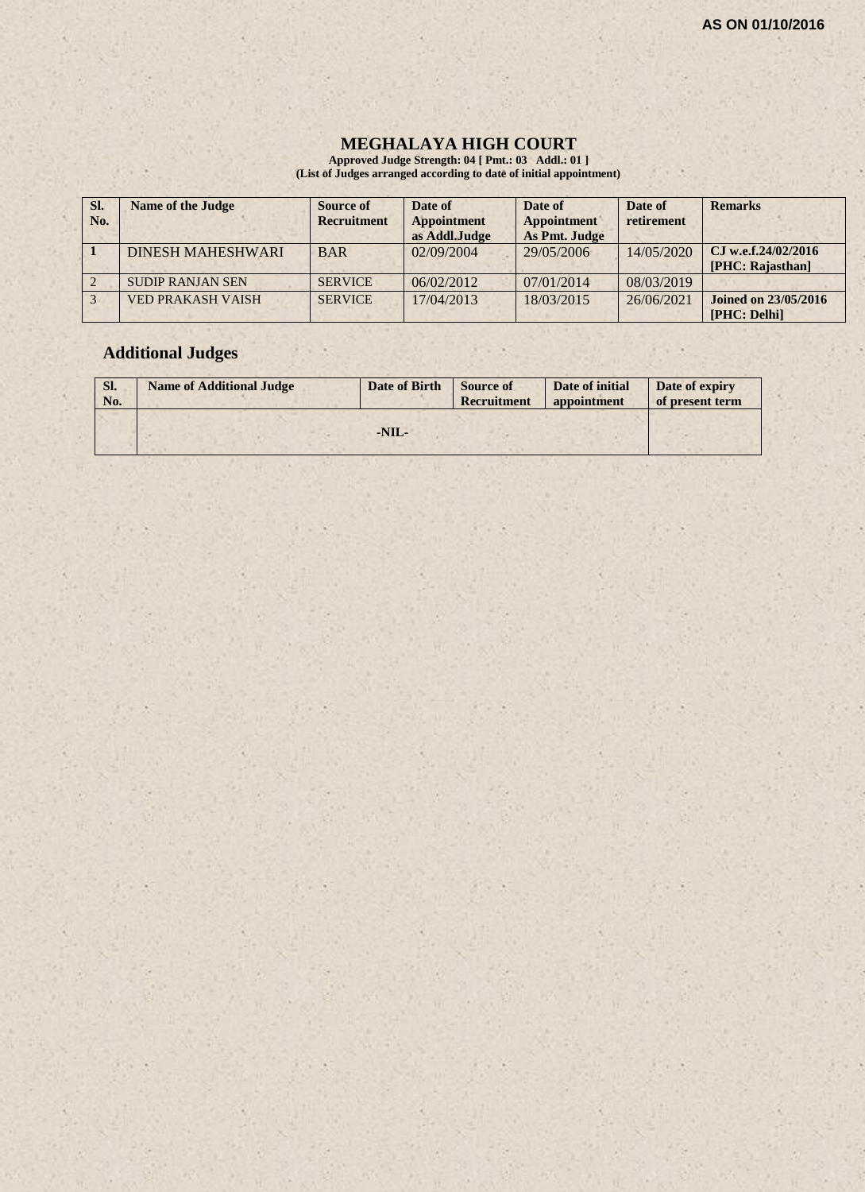AS ON 01/10/2016

# MEGHALAYA HIGH COURT

**Approved Judge Strength: 04 [ Pmt.: 03 Addl.: 01 ]**
**(List of Judges arranged according to date of initial appointment)**

| Sl. No. | Name of the Judge | Source of Recruitment | Date of Appointment as Addl.Judge | Date of Appointment As Pmt. Judge | Date of retirement | Remarks |
|---|---|---|---|---|---|---|
| 1 | DINESH MAHESHWARI | BAR | 02/09/2004 | 29/05/2006 | 14/05/2020 | CJ w.e.f.24/02/2016 [PHC: Rajasthan] |
| 2 | SUDIP RANJAN SEN | SERVICE | 06/02/2012 | 07/01/2014 | 08/03/2019 | |
| 3 | VED PRAKASH VAISH | SERVICE | 17/04/2013 | 18/03/2015 | 26/06/2021 | Joined on 23/05/2016 [PHC: Delhi] |

## Additional Judges

| Sl. No. | Name of Additional Judge | Date of Birth | Source of Recruitment | Date of initial appointment | Date of expiry of present term |
|---|---|---|---|---|---|
| | -NIL- | | | | |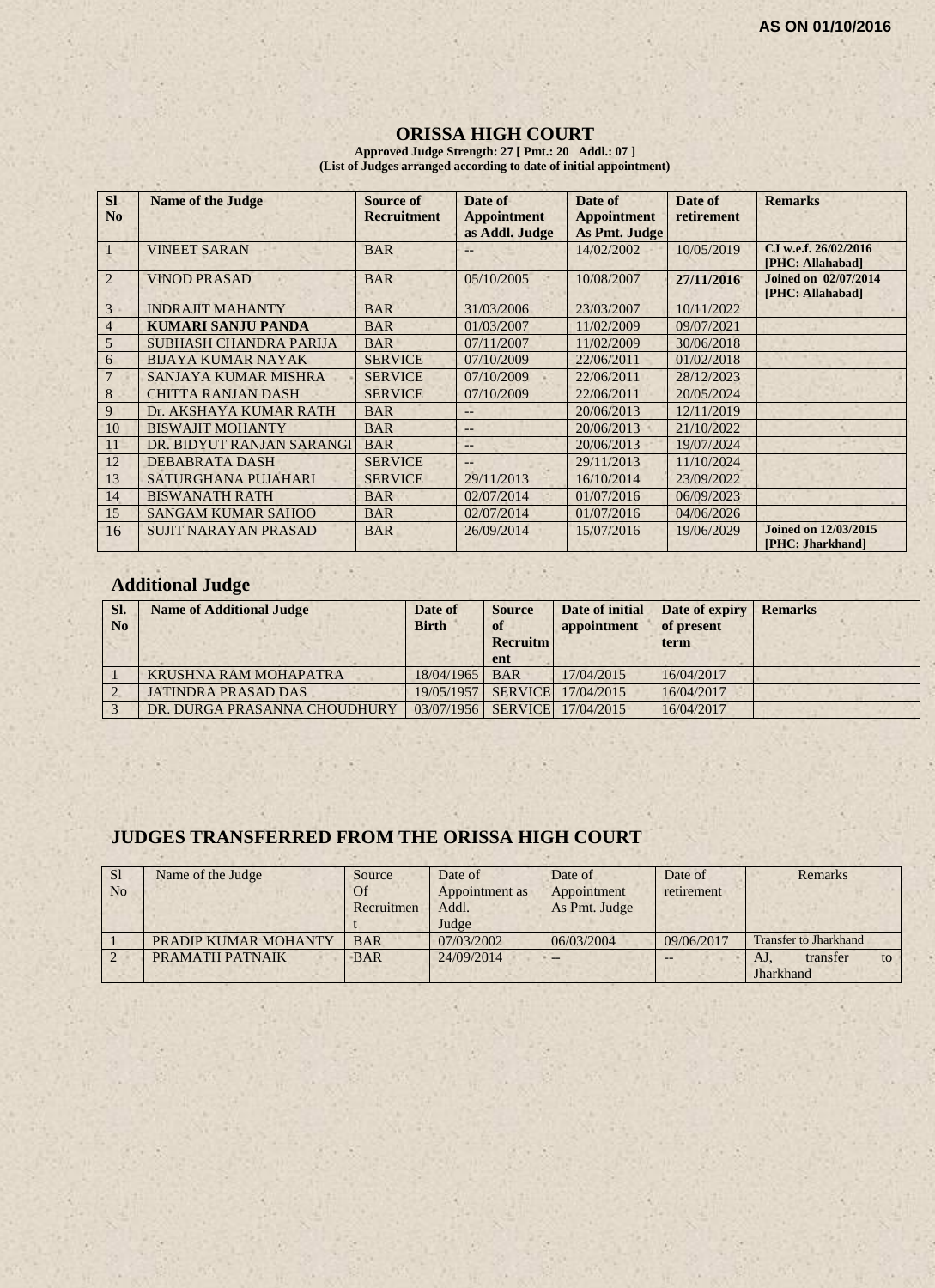AS ON 01/10/2016

# ORISSA HIGH COURT

**Approved Judge Strength: 27 [ Pmt.: 20 Addl.: 07 ]**
**(List of Judges arranged according to date of initial appointment)**

| Sl No | Name of the Judge | Source of Recruitment | Date of Appointment as Addl. Judge | Date of Appointment As Pmt. Judge | Date of retirement | Remarks |
|---|---|---|---|---|---|---|
| 1 | VINEET SARAN | BAR | -- | 14/02/2002 | 10/05/2019 | CJ w.e.f. 26/02/2016 [PHC: Allahabad] |
| 2 | VINOD PRASAD | BAR | 05/10/2005 | 10/08/2007 | **27/11/2016** | **Joined on 02/07/2014 [PHC: Allahabad]** |
| 3 | INDRAJIT MAHANTY | BAR | 31/03/2006 | 23/03/2007 | 10/11/2022 | |
| 4 | **KUMARI SANJU PANDA** | BAR | 01/03/2007 | 11/02/2009 | 09/07/2021 | |
| 5 | SUBHASH CHANDRA PARIJA | BAR | 07/11/2007 | 11/02/2009 | 30/06/2018 | |
| 6 | BIJAYA KUMAR NAYAK | SERVICE | 07/10/2009 | 22/06/2011 | 01/02/2018 | |
| 7 | SANJAYA KUMAR MISHRA | SERVICE | 07/10/2009 | 22/06/2011 | 28/12/2023 | |
| 8 | CHITTA RANJAN DASH | SERVICE | 07/10/2009 | 22/06/2011 | 20/05/2024 | |
| 9 | Dr. AKSHAYA KUMAR RATH | BAR | -- | 20/06/2013 | 12/11/2019 | |
| 10 | BISWAJIT MOHANTY | BAR | -- | 20/06/2013 | 21/10/2022 | |
| 11 | DR. BIDYUT RANJAN SARANGI | BAR | -- | 20/06/2013 | 19/07/2024 | |
| 12 | DEBABRATA DASH | SERVICE | -- | 29/11/2013 | 11/10/2024 | |
| 13 | SATURGHANA PUJAHARI | SERVICE | 29/11/2013 | 16/10/2014 | 23/09/2022 | |
| 14 | BISWANATH RATH | BAR | 02/07/2014 | 01/07/2016 | 06/09/2023 | |
| 15 | SANGAM KUMAR SAHOO | BAR | 02/07/2014 | 01/07/2016 | 04/06/2026 | |
| 16 | SUJIT NARAYAN PRASAD | BAR | 26/09/2014 | 15/07/2016 | 19/06/2029 | **Joined on 12/03/2015 [PHC: Jharkhand]** |

## Additional Judge

| Sl. No | Name of Additional Judge | Date of Birth | Source of Recruitment | Date of initial appointment | Date of expiry of present term | Remarks |
|---|---|---|---|---|---|---|
| 1 | KRUSHNA RAM MOHAPATRA | 18/04/1965 | BAR | 17/04/2015 | 16/04/2017 | |
| 2 | JATINDRA PRASAD DAS | 19/05/1957 | SERVICE | 17/04/2015 | 16/04/2017 | |
| 3 | DR. DURGA PRASANNA CHOUDHURY | 03/07/1956 | SERVICE | 17/04/2015 | 16/04/2017 | |

## JUDGES TRANSFERRED FROM THE ORISSA HIGH COURT

| Sl No | Name of the Judge | Source Of Recruitment | Date of Appointment as Addl. Judge | Date of Appointment As Pmt. Judge | Date of retirement | Remarks |
|---|---|---|---|---|---|---|
| 1 | PRADIP KUMAR MOHANTY | BAR | 07/03/2002 | 06/03/2004 | 09/06/2017 | Transfer to Jharkhand |
| 2 | PRAMATH PATNAIK | BAR | 24/09/2014 | -- | -- | AJ, transfer to Jharkhand |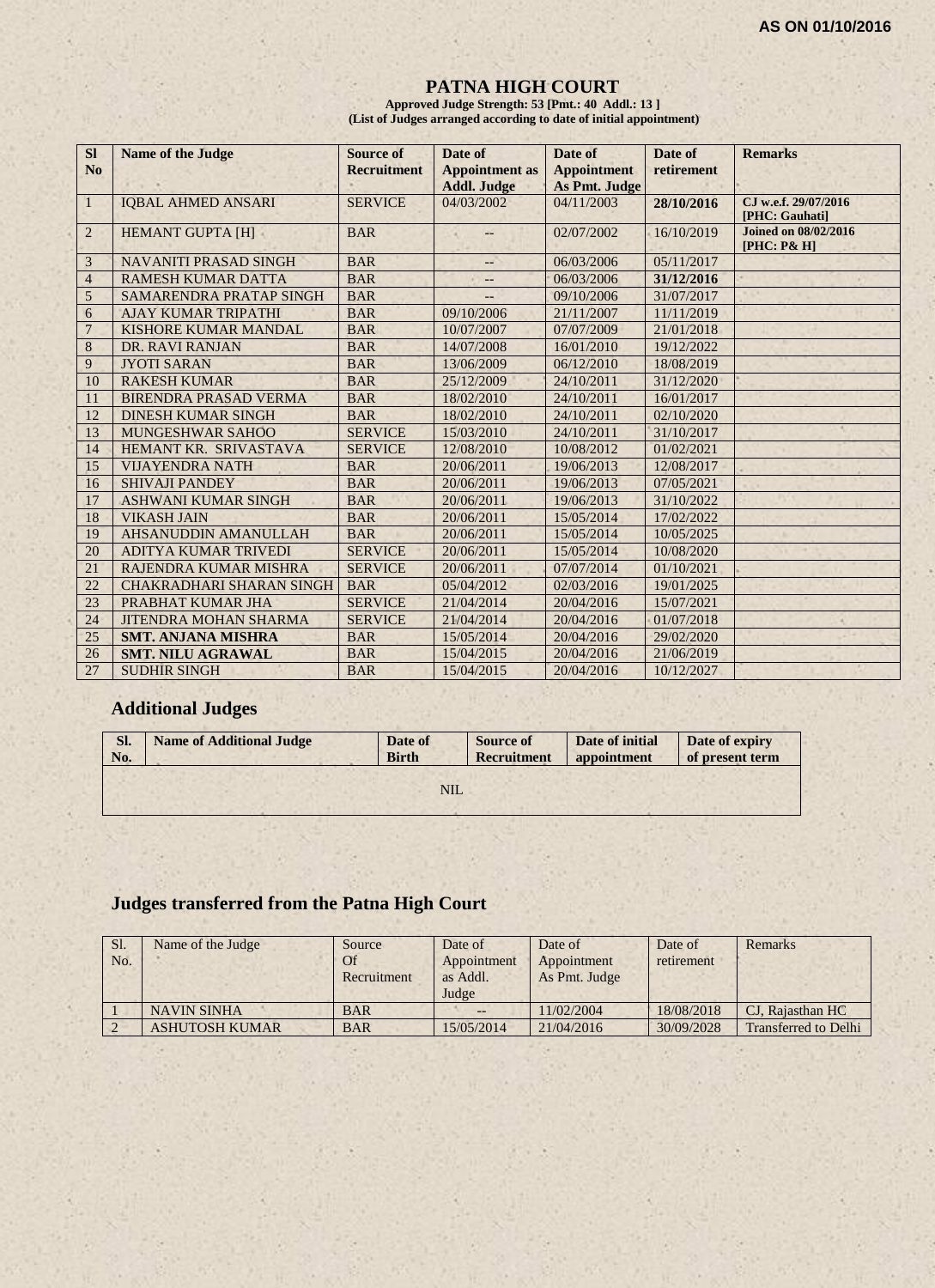**AS ON 01/10/2016**

# PATNA HIGH COURT

**Approved Judge Strength: 53 [Pmt.: 40 Addl.: 13 ]**
**(List of Judges arranged according to date of initial appointment)**

| Sl No | Name of the Judge | Source of Recruitment | Date of Appointment as Addl. Judge | Date of Appointment As Pmt. Judge | Date of retirement | Remarks |
|---|---|---|---|---|---|---|
| 1 | IQBAL AHMED ANSARI | SERVICE | 04/03/2002 | 04/11/2003 | **28/10/2016** | CJ w.e.f. 29/07/2016 [PHC: Gauhati] |
| 2 | HEMANT GUPTA [H] | BAR | -- | 02/07/2002 | 16/10/2019 | **Joined on 08/02/2016 [PHC: P& H]** |
| 3 | NAVANITI PRASAD SINGH | BAR | -- | 06/03/2006 | 05/11/2017 | |
| 4 | RAMESH KUMAR DATTA | BAR | -- | 06/03/2006 | **31/12/2016** | |
| 5 | SAMARENDRA PRATAP SINGH | BAR | -- | 09/10/2006 | 31/07/2017 | |
| 6 | AJAY KUMAR TRIPATHI | BAR | 09/10/2006 | 21/11/2007 | 11/11/2019 | |
| 7 | KISHORE KUMAR MANDAL | BAR | 10/07/2007 | 07/07/2009 | 21/01/2018 | |
| 8 | DR. RAVI RANJAN | BAR | 14/07/2008 | 16/01/2010 | 19/12/2022 | |
| 9 | JYOTI SARAN | BAR | 13/06/2009 | 06/12/2010 | 18/08/2019 | |
| 10 | RAKESH KUMAR | BAR | 25/12/2009 | 24/10/2011 | 31/12/2020 | |
| 11 | BIRENDRA PRASAD VERMA | BAR | 18/02/2010 | 24/10/2011 | 16/01/2017 | |
| 12 | DINESH KUMAR SINGH | BAR | 18/02/2010 | 24/10/2011 | 02/10/2020 | |
| 13 | MUNGESHWAR SAHOO | SERVICE | 15/03/2010 | 24/10/2011 | 31/10/2017 | |
| 14 | HEMANT KR. SRIVASTAVA | SERVICE | 12/08/2010 | 10/08/2012 | 01/02/2021 | |
| 15 | VIJAYENDRA NATH | BAR | 20/06/2011 | 19/06/2013 | 12/08/2017 | |
| 16 | SHIVAJI PANDEY | BAR | 20/06/2011 | 19/06/2013 | 07/05/2021 | |
| 17 | ASHWANI KUMAR SINGH | BAR | 20/06/2011 | 19/06/2013 | 31/10/2022 | |
| 18 | VIKASH JAIN | BAR | 20/06/2011 | 15/05/2014 | 17/02/2022 | |
| 19 | AHSANUDDIN AMANULLAH | BAR | 20/06/2011 | 15/05/2014 | 10/05/2025 | |
| 20 | ADITYA KUMAR TRIVEDI | SERVICE | 20/06/2011 | 15/05/2014 | 10/08/2020 | |
| 21 | RAJENDRA KUMAR MISHRA | SERVICE | 20/06/2011 | 07/07/2014 | 01/10/2021 | |
| 22 | CHAKRADHARI SHARAN SINGH | BAR | 05/04/2012 | 02/03/2016 | 19/01/2025 | |
| 23 | PRABHAT KUMAR JHA | SERVICE | 21/04/2014 | 20/04/2016 | 15/07/2021 | |
| 24 | JITENDRA MOHAN SHARMA | SERVICE | 21/04/2014 | 20/04/2016 | 01/07/2018 | |
| 25 | **SMT. ANJANA MISHRA** | BAR | 15/05/2014 | 20/04/2016 | 29/02/2020 | |
| 26 | **SMT. NILU AGRAWAL** | BAR | 15/04/2015 | 20/04/2016 | 21/06/2019 | |
| 27 | SUDHIR SINGH | BAR | 15/04/2015 | 20/04/2016 | 10/12/2027 | |

## Additional Judges

| Sl. No. | Name of Additional Judge | Date of Birth | Source of Recruitment | Date of initial appointment | Date of expiry of present term |
|---|---|---|---|---|---|
| | | | NIL | | |

## Judges transferred from the Patna High Court

| Sl. No. | Name of the Judge | Source Of Recruitment | Date of Appointment as Addl. Judge | Date of Appointment As Pmt. Judge | Date of retirement | Remarks |
|---|---|---|---|---|---|---|
| 1 | NAVIN SINHA | BAR | -- | 11/02/2004 | 18/08/2018 | CJ, Rajasthan HC |
| 2 | ASHUTOSH KUMAR | BAR | 15/05/2014 | 21/04/2016 | 30/09/2028 | Transferred to Delhi |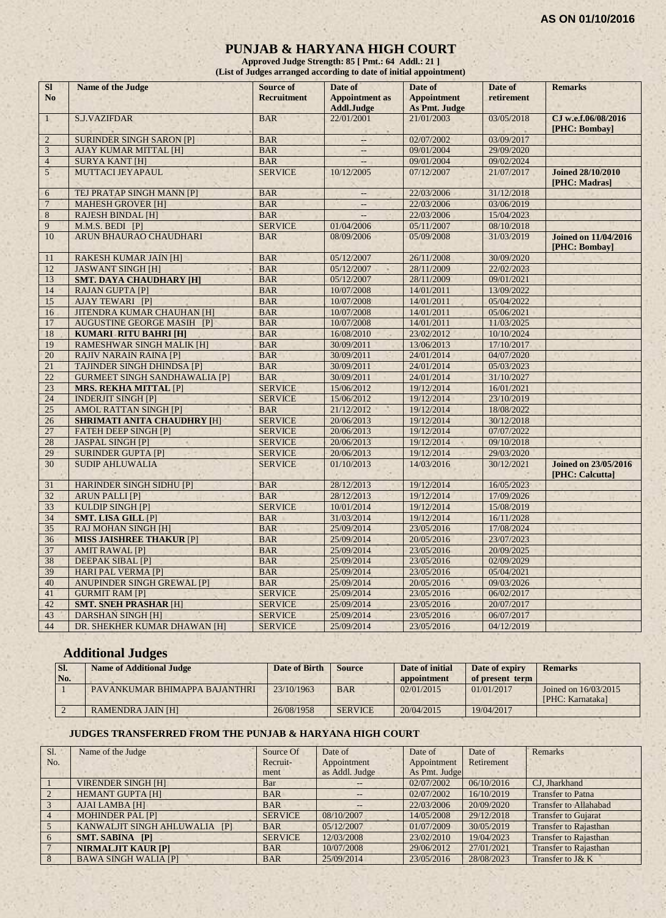**AS ON 01/10/2016**

# PUNJAB & HARYANA HIGH COURT

**Approved Judge Strength: 85 [ Pmt.: 64 Addl.: 21 ]**
**(List of Judges arranged according to date of initial appointment)**

| Sl No | Name of the Judge | Source of Recruitment | Date of Appointment as Addl.Judge | Date of Appointment As Pmt. Judge | Date of retirement | Remarks |
|---|---|---|---|---|---|---|
| 1 | S.J.VAZIFDAR | BAR | 22/01/2001 | 21/01/2003 | 03/05/2018 | **CJ w.e.f.06/08/2016 [PHC: Bombay]** |
| 2 | SURINDER SINGH SARON [P] | BAR | -- | 02/07/2002 | 03/09/2017 | |
| 3 | AJAY KUMAR MITTAL [H] | BAR | -- | 09/01/2004 | 29/09/2020 | |
| 4 | SURYA KANT [H] | BAR | -- | 09/01/2004 | 09/02/2024 | |
| 5 | MUTTACI JEYAPAUL | SERVICE | 10/12/2005 | 07/12/2007 | 21/07/2017 | **Joined 28/10/2010 [PHC: Madras]** |
| 6 | TEJ PRATAP SINGH MANN [P] | BAR | -- | 22/03/2006 | 31/12/2018 | |
| 7 | MAHESH GROVER [H] | BAR | -- | 22/03/2006 | 03/06/2019 | |
| 8 | RAJESH BINDAL [H] | BAR | -- | 22/03/2006 | 15/04/2023 | |
| 9 | M.M.S. BEDI [P] | SERVICE | 01/04/2006 | 05/11/2007 | 08/10/2018 | |
| 10 | ARUN BHAURAO CHAUDHARI | BAR | 08/09/2006 | 05/09/2008 | 31/03/2019 | **Joined on 11/04/2016 [PHC: Bombay]** |
| 11 | RAKESH KUMAR JAIN [H] | BAR | 05/12/2007 | 26/11/2008 | 30/09/2020 | |
| 12 | JASWANT SINGH [H] | BAR | 05/12/2007 | 28/11/2009 | 22/02/2023 | |
| 13 | **SMT. DAYA CHAUDHARY [H]** | BAR | 05/12/2007 | 28/11/2009 | 09/01/2021 | |
| 14 | RAJAN GUPTA [P] | BAR | 10/07/2008 | 14/01/2011 | 13/09/2022 | |
| 15 | AJAY TEWARI [P] | BAR | 10/07/2008 | 14/01/2011 | 05/04/2022 | |
| 16 | JITENDRA KUMAR CHAUHAN [H] | BAR | 10/07/2008 | 14/01/2011 | 05/06/2021 | |
| 17 | AUGUSTINE GEORGE MASIH [P] | BAR | 10/07/2008 | 14/01/2011 | 11/03/2025 | |
| 18 | **KUMARI RITU BAHRI [H]** | BAR | 16/08/2010 | 23/02/2012 | 10/10/2024 | |
| 19 | RAMESHWAR SINGH MALIK [H] | BAR | 30/09/2011 | 13/06/2013 | 17/10/2017 | |
| 20 | RAJIV NARAIN RAINA [P] | BAR | 30/09/2011 | 24/01/2014 | 04/07/2020 | |
| 21 | TAJINDER SINGH DHINDSA [P] | BAR | 30/09/2011 | 24/01/2014 | 05/03/2023 | |
| 22 | GURMEET SINGH SANDHAWALIA [P] | BAR | 30/09/2011 | 24/01/2014 | 31/10/2027 | |
| 23 | **MRS. REKHA MITTAL** [P] | SERVICE | 15/06/2012 | 19/12/2014 | 16/01/2021 | |
| 24 | INDERJIT SINGH [P] | SERVICE | 15/06/2012 | 19/12/2014 | 23/10/2019 | |
| 25 | AMOL RATTAN SINGH [P] | BAR | 21/12/2012 | 19/12/2014 | 18/08/2022 | |
| 26 | **SHRIMATI ANITA CHAUDHRY [H]** | SERVICE | 20/06/2013 | 19/12/2014 | 30/12/2018 | |
| 27 | FATEH DEEP SINGH [P] | SERVICE | 20/06/2013 | 19/12/2014 | 07/07/2022 | |
| 28 | JASPAL SINGH [P] | SERVICE | 20/06/2013 | 19/12/2014 | 09/10/2018 | |
| 29 | SURINDER GUPTA [P] | SERVICE | 20/06/2013 | 19/12/2014 | 29/03/2020 | |
| 30 | SUDIP AHLUWALIA | SERVICE | 01/10/2013 | 14/03/2016 | 30/12/2021 | **Joined on 23/05/2016 [PHC: Calcutta]** |
| 31 | HARINDER SINGH SIDHU [P] | BAR | 28/12/2013 | 19/12/2014 | 16/05/2023 | |
| 32 | ARUN PALLI [P] | BAR | 28/12/2013 | 19/12/2014 | 17/09/2026 | |
| 33 | KULDIP SINGH [P] | SERVICE | 10/01/2014 | 19/12/2014 | 15/08/2019 | |
| 34 | **SMT. LISA GILL** [P] | BAR | 31/03/2014 | 19/12/2014 | 16/11/2028 | |
| 35 | RAJ MOHAN SINGH [H] | BAR | 25/09/2014 | 23/05/2016 | 17/08/2024 | |
| 36 | **MISS JAISHREE THAKUR** [P] | BAR | 25/09/2014 | 20/05/2016 | 23/07/2023 | |
| 37 | AMIT RAWAL [P] | BAR | 25/09/2014 | 23/05/2016 | 20/09/2025 | |
| 38 | DEEPAK SIBAL [P] | BAR | 25/09/2014 | 23/05/2016 | 02/09/2029 | |
| 39 | HARI PAL VERMA [P] | BAR | 25/09/2014 | 23/05/2016 | 05/04/2021 | |
| 40 | ANUPINDER SINGH GREWAL [P] | BAR | 25/09/2014 | 20/05/2016 | 09/03/2026 | |
| 41 | GURMIT RAM [P] | SERVICE | 25/09/2014 | 23/05/2016 | 06/02/2017 | |
| 42 | **SMT. SNEH PRASHAR** [H] | SERVICE | 25/09/2014 | 23/05/2016 | 20/07/2017 | |
| 43 | DARSHAN SINGH [H] | SERVICE | 25/09/2014 | 23/05/2016 | 06/07/2017 | |
| 44 | DR. SHEKHER KUMAR DHAWAN [H] | SERVICE | 25/09/2014 | 23/05/2016 | 04/12/2019 | |

## Additional Judges

| Sl. No. | Name of Additional Judge | Date of Birth | Source | Date of initial appointment | Date of expiry of present term | Remarks |
|---|---|---|---|---|---|---|
| 1 | PAVANKUMAR BHIMAPPA BAJANTHRI | 23/10/1963 | BAR | 02/01/2015 | 01/01/2017 | Joined on 16/03/2015 [PHC: Karnataka] |
| 2 | RAMENDRA JAIN [H] | 26/08/1958 | SERVICE | 20/04/2015 | 19/04/2017 | |

### JUDGES TRANSFERRED FROM THE PUNJAB & HARYANA HIGH COURT

| Sl. No. | Name of the Judge | Source Of Recruit-ment | Date of Appointment as Addl. Judge | Date of Appointment As Pmt. Judge | Date of Retirement | Remarks |
|---|---|---|---|---|---|---|
| 1 | VIRENDER SINGH [H] | Bar | -- | 02/07/2002 | 06/10/2016 | CJ, Jharkhand |
| 2 | HEMANT GUPTA [H] | BAR | -- | 02/07/2002 | 16/10/2019 | Transfer to Patna |
| 3 | AJAI LAMBA [H] | BAR | -- | 22/03/2006 | 20/09/2020 | Transfer to Allahabad |
| 4 | MOHINDER PAL [P] | SERVICE | 08/10/2007 | 14/05/2008 | 29/12/2018 | Transfer to Gujarat |
| 5 | KANWALJIT SINGH AHLUWALIA [P] | BAR | 05/12/2007 | 01/07/2009 | 30/05/2019 | Transfer to Rajasthan |
| 6 | **SMT. SABINA [P]** | SERVICE | 12/03/2008 | 23/02/2010 | 19/04/2023 | Transfer to Rajasthan |
| 7 | **NIRMALJIT KAUR [P]** | BAR | 10/07/2008 | 29/06/2012 | 27/01/2021 | Transfer to Rajasthan |
| 8 | BAWA SINGH WALIA [P] | BAR | 25/09/2014 | 23/05/2016 | 28/08/2023 | Transfer to J& K |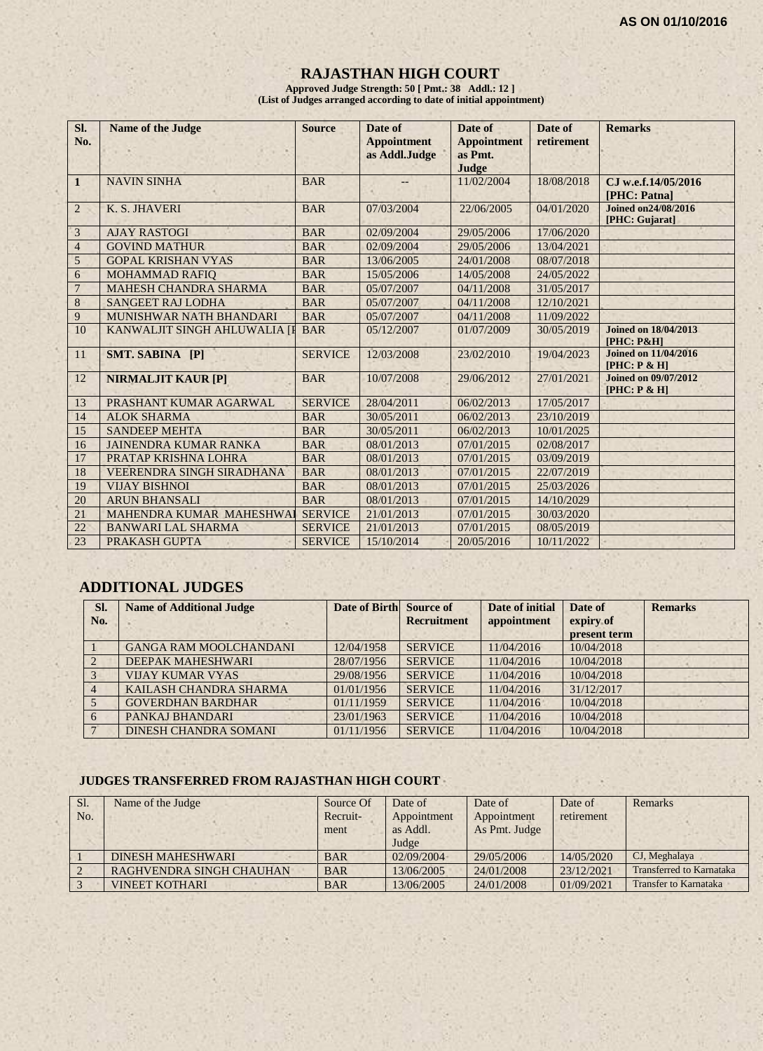AS ON 01/10/2016

# RAJASTHAN HIGH COURT

**Approved Judge Strength: 50 [ Pmt.: 38 Addl.: 12 ]**
**(List of Judges arranged according to date of initial appointment)**

| Sl. No. | Name of the Judge | Source | Date of Appointment as Addl.Judge | Date of Appointment as Pmt. Judge | Date of retirement | Remarks |
|---|---|---|---|---|---|---|
| 1 | NAVIN SINHA | BAR | -- | 11/02/2004 | 18/08/2018 | CJ w.e.f.14/05/2016 [PHC: Patna] |
| 2 | K. S. JHAVERI | BAR | 07/03/2004 | 22/06/2005 | 04/01/2020 | Joined on24/08/2016 [PHC: Gujarat] |
| 3 | AJAY RASTOGI | BAR | 02/09/2004 | 29/05/2006 | 17/06/2020 | |
| 4 | GOVIND MATHUR | BAR | 02/09/2004 | 29/05/2006 | 13/04/2021 | |
| 5 | GOPAL KRISHAN VYAS | BAR | 13/06/2005 | 24/01/2008 | 08/07/2018 | |
| 6 | MOHAMMAD RAFIQ | BAR | 15/05/2006 | 14/05/2008 | 24/05/2022 | |
| 7 | MAHESH CHANDRA SHARMA | BAR | 05/07/2007 | 04/11/2008 | 31/05/2017 | |
| 8 | SANGEET RAJ LODHA | BAR | 05/07/2007 | 04/11/2008 | 12/10/2021 | |
| 9 | MUNISHWAR NATH BHANDARI | BAR | 05/07/2007 | 04/11/2008 | 11/09/2022 | |
| 10 | KANWALJIT SINGH AHLUWALIA [I | BAR | 05/12/2007 | 01/07/2009 | 30/05/2019 | Joined on 18/04/2013 [PHC: P&H] |
| 11 | **SMT. SABINA [P]** | SERVICE | 12/03/2008 | 23/02/2010 | 19/04/2023 | Joined on 11/04/2016 [PHC: P & H] |
| 12 | **NIRMALJIT KAUR [P]** | BAR | 10/07/2008 | 29/06/2012 | 27/01/2021 | Joined on 09/07/2012 [PHC: P & H] |
| 13 | PRASHANT KUMAR AGARWAL | SERVICE | 28/04/2011 | 06/02/2013 | 17/05/2017 | |
| 14 | ALOK SHARMA | BAR | 30/05/2011 | 06/02/2013 | 23/10/2019 | |
| 15 | SANDEEP MEHTA | BAR | 30/05/2011 | 06/02/2013 | 10/01/2025 | |
| 16 | JAINENDRA KUMAR RANKA | BAR | 08/01/2013 | 07/01/2015 | 02/08/2017 | |
| 17 | PRATAP KRISHNA LOHRA | BAR | 08/01/2013 | 07/01/2015 | 03/09/2019 | |
| 18 | VEERENDRA SINGH SIRADHANA | BAR | 08/01/2013 | 07/01/2015 | 22/07/2019 | |
| 19 | VIJAY BISHNOI | BAR | 08/01/2013 | 07/01/2015 | 25/03/2026 | |
| 20 | ARUN BHANSALI | BAR | 08/01/2013 | 07/01/2015 | 14/10/2029 | |
| 21 | MAHENDRA KUMAR MAHESHWAI | SERVICE | 21/01/2013 | 07/01/2015 | 30/03/2020 | |
| 22 | BANWARI LAL SHARMA | SERVICE | 21/01/2013 | 07/01/2015 | 08/05/2019 | |
| 23 | PRAKASH GUPTA | SERVICE | 15/10/2014 | 20/05/2016 | 10/11/2022 | |

## ADDITIONAL JUDGES

| Sl. No. | Name of Additional Judge | Date of Birth | Source of Recruitment | Date of initial appointment | Date of expiry of present term | Remarks |
|---|---|---|---|---|---|---|
| 1 | GANGA RAM MOOLCHANDANI | 12/04/1958 | SERVICE | 11/04/2016 | 10/04/2018 | |
| 2 | DEEPAK MAHESHWARI | 28/07/1956 | SERVICE | 11/04/2016 | 10/04/2018 | |
| 3 | VIJAY KUMAR VYAS | 29/08/1956 | SERVICE | 11/04/2016 | 10/04/2018 | |
| 4 | KAILASH CHANDRA SHARMA | 01/01/1956 | SERVICE | 11/04/2016 | 31/12/2017 | |
| 5 | GOVERDHAN BARDHAR | 01/11/1959 | SERVICE | 11/04/2016 | 10/04/2018 | |
| 6 | PANKAJ BHANDARI | 23/01/1963 | SERVICE | 11/04/2016 | 10/04/2018 | |
| 7 | DINESH CHANDRA SOMANI | 01/11/1956 | SERVICE | 11/04/2016 | 10/04/2018 | |

### JUDGES TRANSFERRED FROM RAJASTHAN HIGH COURT

| Sl. No. | Name of the Judge | Source Of Recruit-ment | Date of Appointment as Addl. Judge | Date of Appointment As Pmt. Judge | Date of retirement | Remarks |
|---|---|---|---|---|---|---|
| 1 | DINESH MAHESHWARI | BAR | 02/09/2004 | 29/05/2006 | 14/05/2020 | CJ, Meghalaya |
| 2 | RAGHVENDRA SINGH CHAUHAN | BAR | 13/06/2005 | 24/01/2008 | 23/12/2021 | Transferred to Karnataka |
| 3 | VINEET KOTHARI | BAR | 13/06/2005 | 24/01/2008 | 01/09/2021 | Transfer to Karnataka |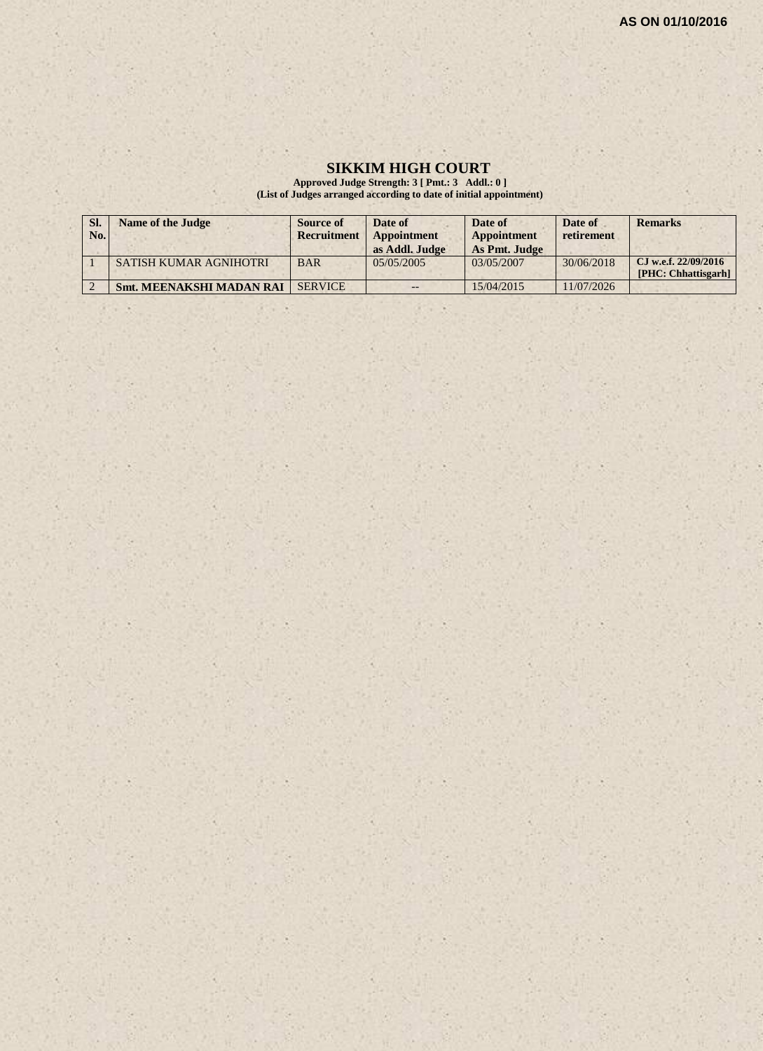**AS ON 01/10/2016**

# SIKKIM HIGH COURT

**Approved Judge Strength: 3 [ Pmt.: 3 Addl.: 0 ]**
**(List of Judges arranged according to date of initial appointment)**

| Sl. No. | Name of the Judge | Source of Recruitment | Date of Appointment as Addl. Judge | Date of Appointment As Pmt. Judge | Date of retirement | Remarks |
|---|---|---|---|---|---|---|
| 1 | SATISH KUMAR AGNIHOTRI | BAR | 05/05/2005 | 03/05/2007 | 30/06/2018 | **CJ w.e.f. 22/09/2016 [PHC: Chhattisgarh]** |
| 2 | **Smt. MEENAKSHI MADAN RAI** | SERVICE | -- | 15/04/2015 | 11/07/2026 | |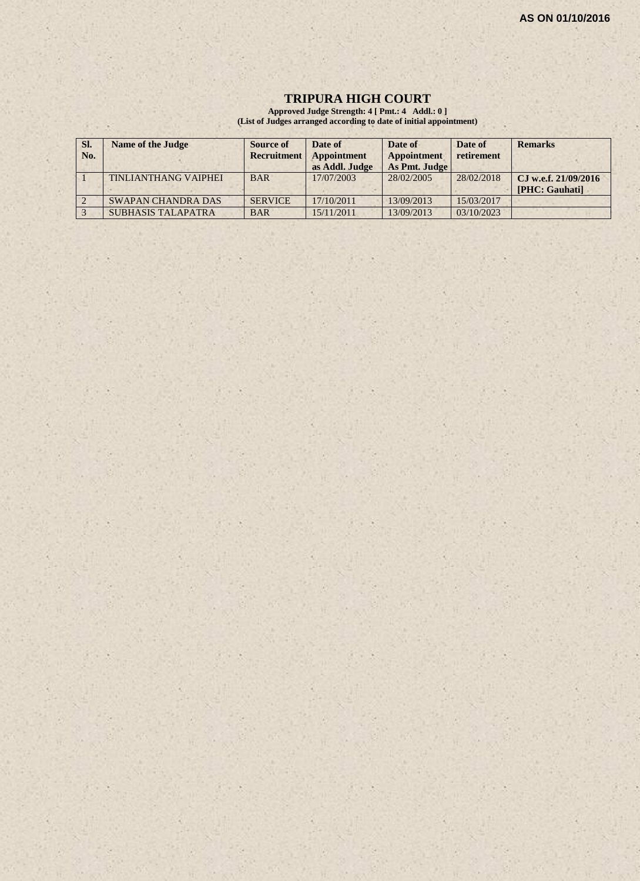**AS ON 01/10/2016**

# TRIPURA HIGH COURT

**Approved Judge Strength: 4 [ Pmt.: 4 Addl.: 0 ]**
**(List of Judges arranged according to date of initial appointment)**

| Sl. No. | Name of the Judge | Source of Recruitment | Date of Appointment as Addl. Judge | Date of Appointment As Pmt. Judge | Date of retirement | Remarks |
|---|---|---|---|---|---|---|
| 1 | TINLIANTHANG VAIPHEI | BAR | 17/07/2003 | 28/02/2005 | 28/02/2018 | **CJ w.e.f. 21/09/2016 [PHC: Gauhati]** |
| 2 | SWAPAN CHANDRA DAS | SERVICE | 17/10/2011 | 13/09/2013 | 15/03/2017 | |
| 3 | SUBHASIS TALAPATRA | BAR | 15/11/2011 | 13/09/2013 | 03/10/2023 | |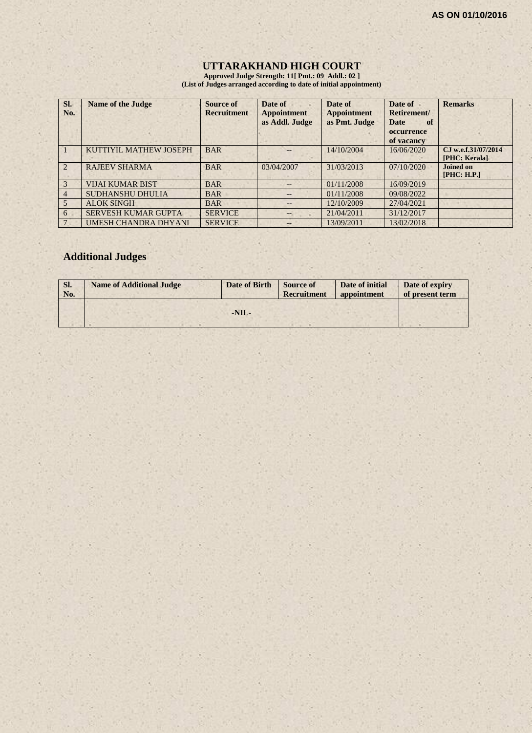AS ON 01/10/2016

# UTTARAKHAND HIGH COURT

**Approved Judge Strength: 11[ Pmt.: 09 Addl.: 02 ]**
**(List of Judges arranged according to date of initial appointment)**

| Sl. No. | Name of the Judge | Source of Recruitment | Date of Appointment as Addl. Judge | Date of Appointment as Pmt. Judge | Date of Retirement/ Date of occurrence of vacancy | Remarks |
|---|---|---|---|---|---|---|
| 1 | KUTTIYIL MATHEW JOSEPH | BAR | -- | 14/10/2004 | 16/06/2020 | **CJ w.e.f.31/07/2014 [PHC: Kerala]** |
| 2 | RAJEEV SHARMA | BAR | 03/04/2007 | 31/03/2013 | 07/10/2020 | **Joined on [PHC: H.P.]** |
| 3 | VIJAI KUMAR BIST | BAR | -- | 01/11/2008 | 16/09/2019 | |
| 4 | SUDHANSHU DHULIA | BAR | -- | 01/11/2008 | 09/08/2022 | |
| 5 | ALOK SINGH | BAR | -- | 12/10/2009 | 27/04/2021 | |
| 6 | SERVESH KUMAR GUPTA | SERVICE | -- | 21/04/2011 | 31/12/2017 | |
| 7 | UMESH CHANDRA DHYANI | SERVICE | -- | 13/09/2011 | 13/02/2018 | |

## Additional Judges

| Sl. No. | Name of Additional Judge | Date of Birth | Source of Recruitment | Date of initial appointment | Date of expiry of present term |
|---|---|---|---|---|---|
| | -NIL- | | | | |